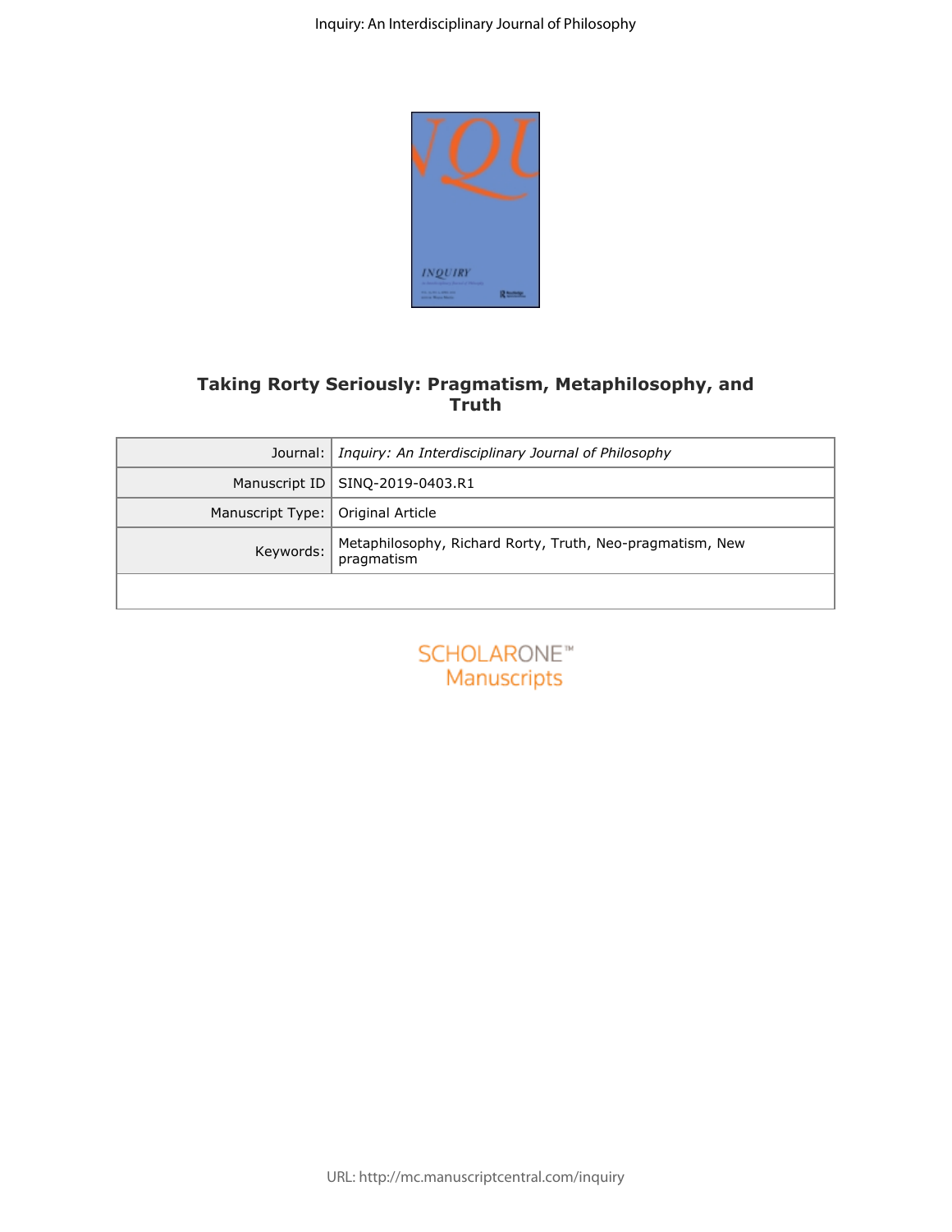# Taking Rorty Seriously: Pragmatism, Metaphilosophy, and Truth

| | |
|---|---|
| Journal: | *Inquiry: An Interdisciplinary Journal of Philosophy* |
| Manuscript ID | SINQ-2019-0403.R1 |
| Manuscript Type: | Original Article |
| Keywords: | Metaphilosophy, Richard Rorty, Truth, Neo-pragmatism, New pragmatism |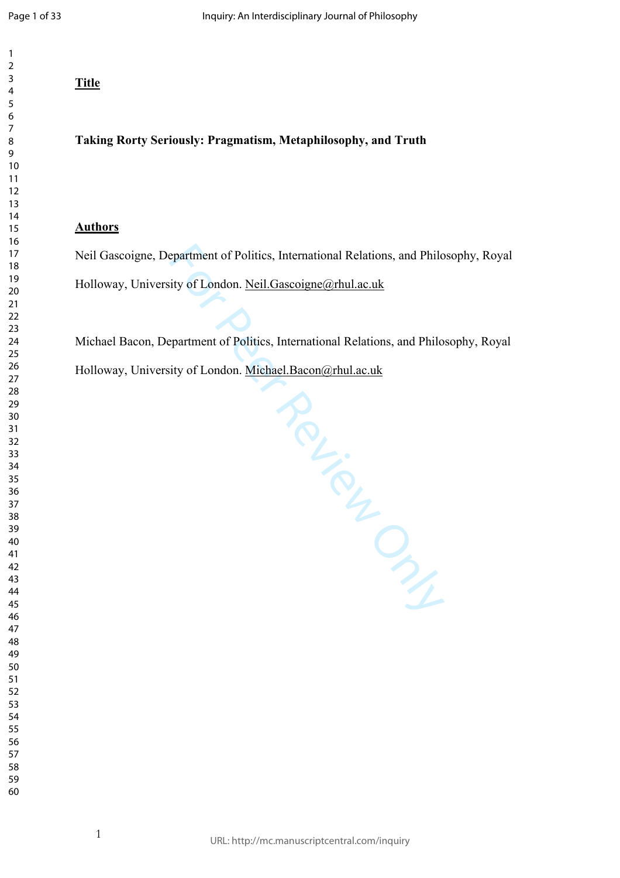**Title**

**Taking Rorty Seriously: Pragmatism, Metaphilosophy, and Truth**

**Authors**

Neil Gascoigne, Department of Politics, International Relations, and Philosophy, Royal Holloway, University of London. Neil.Gascoigne@rhul.ac.uk

Michael Bacon, Department of Politics, International Relations, and Philosophy, Royal Holloway, University of London. Michael.Bacon@rhul.ac.uk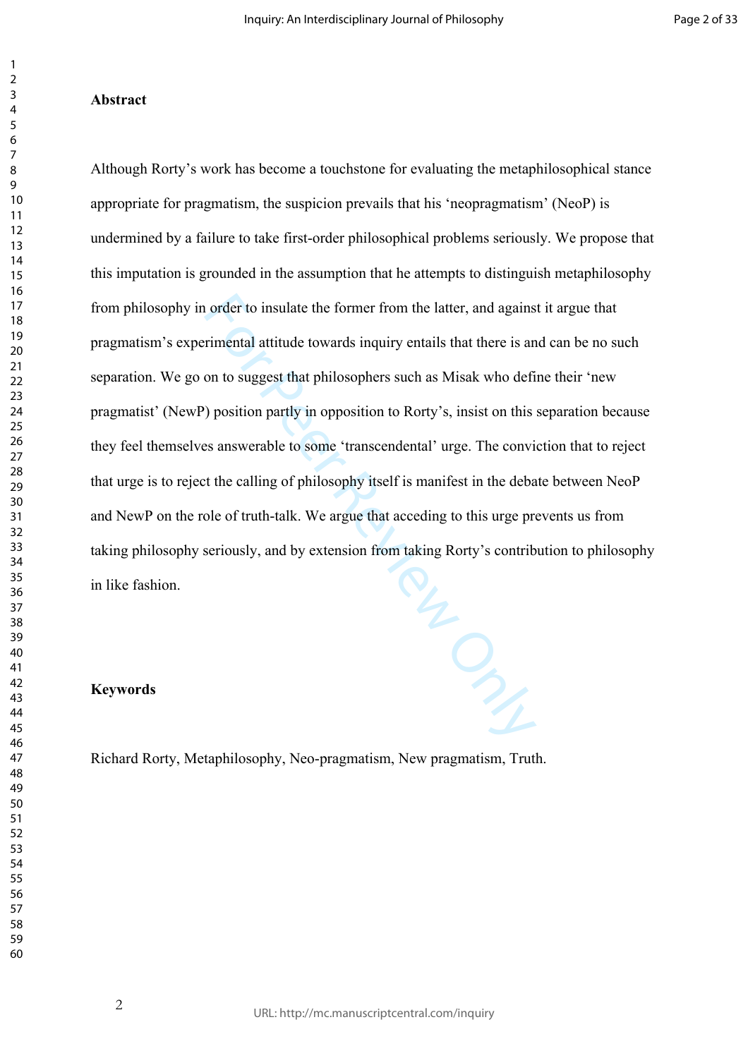**Abstract**

Although Rorty's work has become a touchstone for evaluating the metaphilosophical stance appropriate for pragmatism, the suspicion prevails that his 'neopragmatism' (NeoP) is undermined by a failure to take first-order philosophical problems seriously. We propose that this imputation is grounded in the assumption that he attempts to distinguish metaphilosophy from philosophy in order to insulate the former from the latter, and against it argue that pragmatism's experimental attitude towards inquiry entails that there is and can be no such separation. We go on to suggest that philosophers such as Misak who define their 'new pragmatist' (NewP) position partly in opposition to Rorty's, insist on this separation because they feel themselves answerable to some 'transcendental' urge. The conviction that to reject that urge is to reject the calling of philosophy itself is manifest in the debate between NeoP and NewP on the role of truth-talk. We argue that acceding to this urge prevents us from taking philosophy seriously, and by extension from taking Rorty's contribution to philosophy in like fashion.

**Keywords**

Richard Rorty, Metaphilosophy, Neo-pragmatism, New pragmatism, Truth.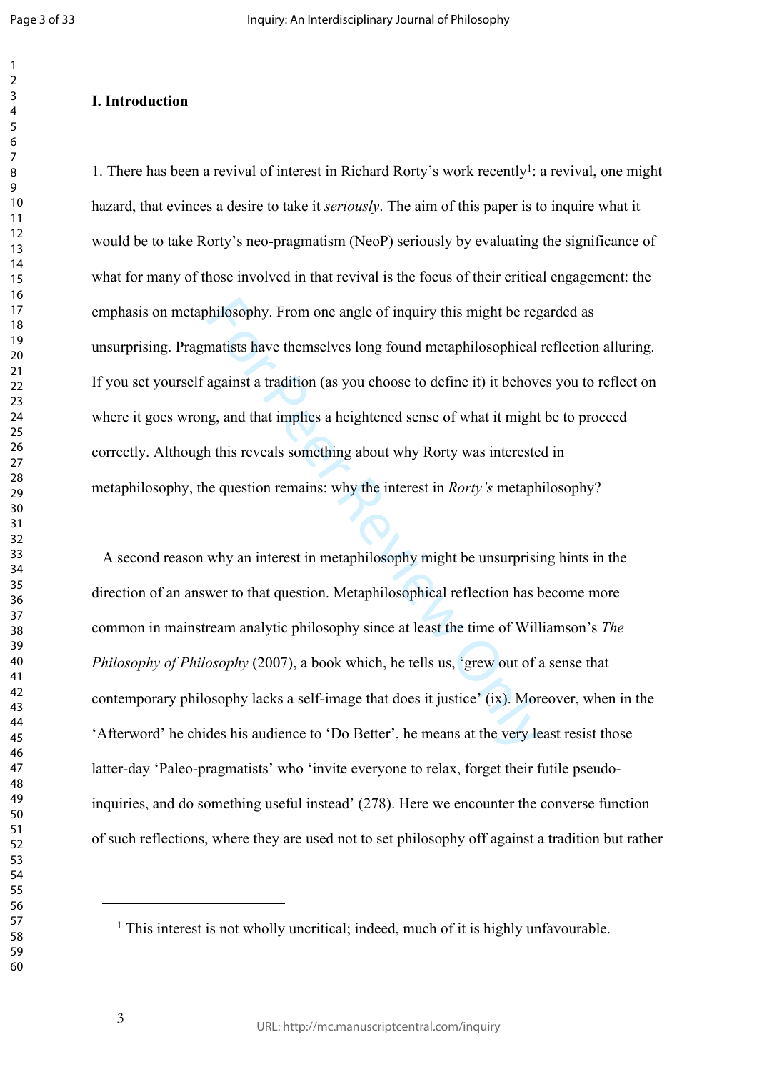## I. Introduction

1. There has been a revival of interest in Richard Rorty's work recently[1]: a revival, one might hazard, that evinces a desire to take it *seriously*. The aim of this paper is to inquire what it would be to take Rorty's neo-pragmatism (NeoP) seriously by evaluating the significance of what for many of those involved in that revival is the focus of their critical engagement: the emphasis on metaphilosophy. From one angle of inquiry this might be regarded as unsurprising. Pragmatists have themselves long found metaphilosophical reflection alluring. If you set yourself against a tradition (as you choose to define it) it behoves you to reflect on where it goes wrong, and that implies a heightened sense of what it might be to proceed correctly. Although this reveals something about why Rorty was interested in metaphilosophy, the question remains: why the interest in *Rorty's* metaphilosophy?

A second reason why an interest in metaphilosophy might be unsurprising hints in the direction of an answer to that question. Metaphilosophical reflection has become more common in mainstream analytic philosophy since at least the time of Williamson's *The Philosophy of Philosophy* (2007), a book which, he tells us, 'grew out of a sense that contemporary philosophy lacks a self-image that does it justice' (ix). Moreover, when in the 'Afterword' he chides his audience to 'Do Better', he means at the very least resist those latter-day 'Paleo-pragmatists' who 'invite everyone to relax, forget their futile pseudo-inquiries, and do something useful instead' (278). Here we encounter the converse function of such reflections, where they are used not to set philosophy off against a tradition but rather

[1] This interest is not wholly uncritical; indeed, much of it is highly unfavourable.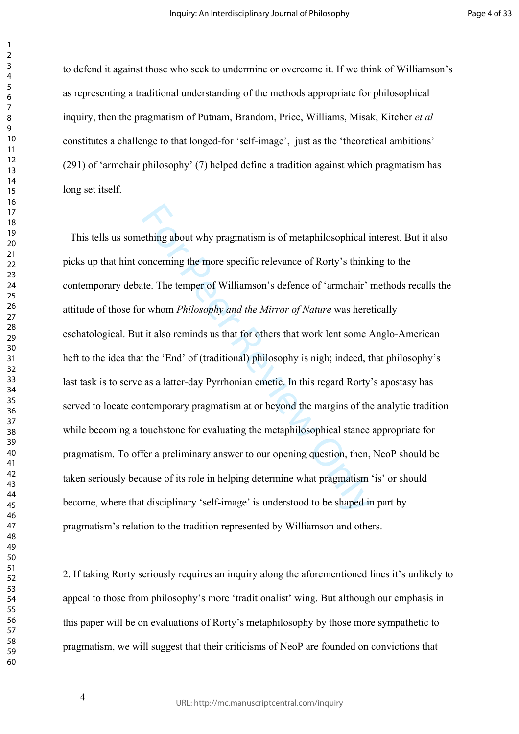to defend it against those who seek to undermine or overcome it. If we think of Williamson's as representing a traditional understanding of the methods appropriate for philosophical inquiry, then the pragmatism of Putnam, Brandom, Price, Williams, Misak, Kitcher *et al* constitutes a challenge to that longed-for 'self-image', just as the 'theoretical ambitions' (291) of 'armchair philosophy' (7) helped define a tradition against which pragmatism has long set itself.

This tells us something about why pragmatism is of metaphilosophical interest. But it also picks up that hint concerning the more specific relevance of Rorty's thinking to the contemporary debate. The temper of Williamson's defence of 'armchair' methods recalls the attitude of those for whom *Philosophy and the Mirror of Nature* was heretically eschatological. But it also reminds us that for others that work lent some Anglo-American heft to the idea that the 'End' of (traditional) philosophy is nigh; indeed, that philosophy's last task is to serve as a latter-day Pyrrhonian emetic. In this regard Rorty's apostasy has served to locate contemporary pragmatism at or beyond the margins of the analytic tradition while becoming a touchstone for evaluating the metaphilosophical stance appropriate for pragmatism. To offer a preliminary answer to our opening question, then, NeoP should be taken seriously because of its role in helping determine what pragmatism 'is' or should become, where that disciplinary 'self-image' is understood to be shaped in part by pragmatism's relation to the tradition represented by Williamson and others.

2. If taking Rorty seriously requires an inquiry along the aforementioned lines it's unlikely to appeal to those from philosophy's more 'traditionalist' wing. But although our emphasis in this paper will be on evaluations of Rorty's metaphilosophy by those more sympathetic to pragmatism, we will suggest that their criticisms of NeoP are founded on convictions that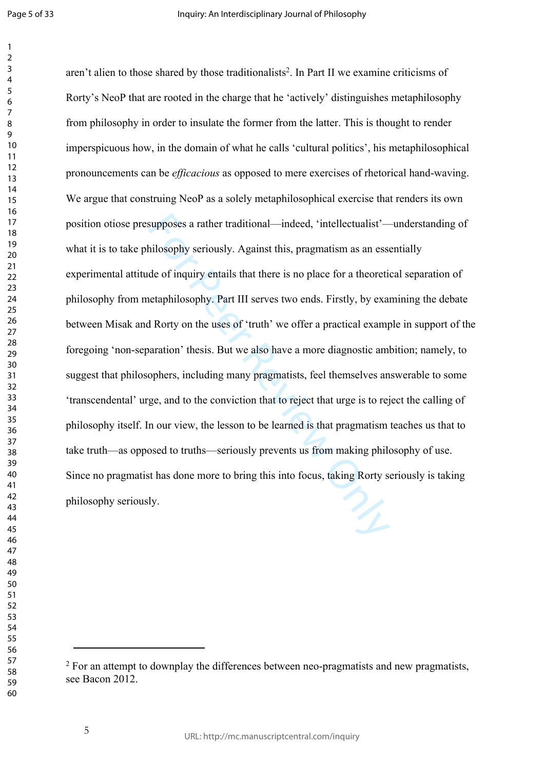aren't alien to those shared by those traditionalists[2]. In Part II we examine criticisms of Rorty's NeoP that are rooted in the charge that he 'actively' distinguishes metaphilosophy from philosophy in order to insulate the former from the latter. This is thought to render imperspicuous how, in the domain of what he calls 'cultural politics', his metaphilosophical pronouncements can be *efficacious* as opposed to mere exercises of rhetorical hand-waving. We argue that construing NeoP as a solely metaphilosophical exercise that renders its own position otiose presupposes a rather traditional—indeed, 'intellectualist'—understanding of what it is to take philosophy seriously. Against this, pragmatism as an essentially experimental attitude of inquiry entails that there is no place for a theoretical separation of philosophy from metaphilosophy. Part III serves two ends. Firstly, by examining the debate between Misak and Rorty on the uses of 'truth' we offer a practical example in support of the foregoing 'non-separation' thesis. But we also have a more diagnostic ambition; namely, to suggest that philosophers, including many pragmatists, feel themselves answerable to some 'transcendental' urge, and to the conviction that to reject that urge is to reject the calling of philosophy itself. In our view, the lesson to be learned is that pragmatism teaches us that to take truth—as opposed to truths—seriously prevents us from making philosophy of use. Since no pragmatist has done more to bring this into focus, taking Rorty seriously is taking philosophy seriously.

---

[2] For an attempt to downplay the differences between neo-pragmatists and new pragmatists, see Bacon 2012.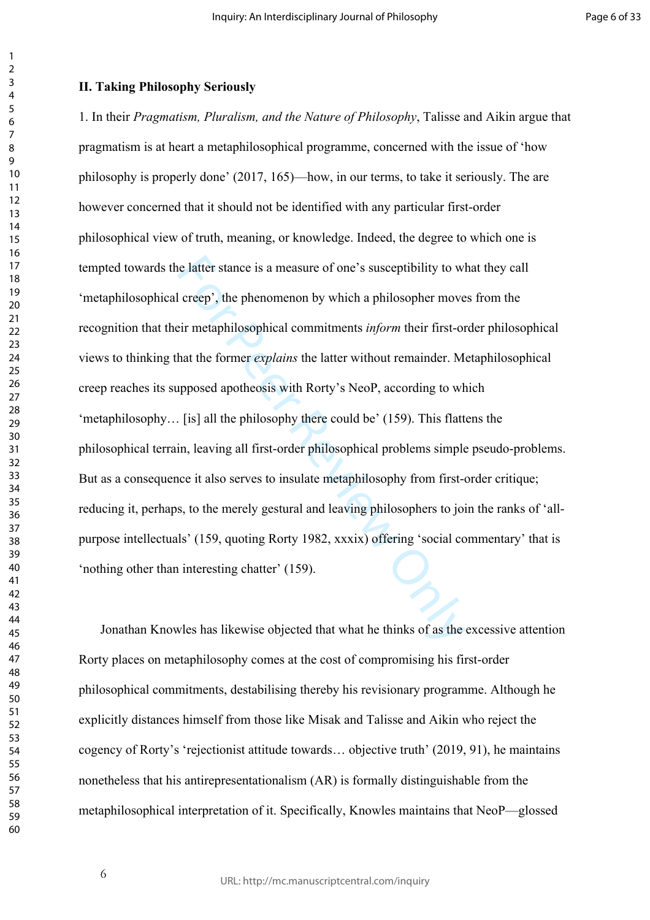**II. Taking Philosophy Seriously**

1. In their *Pragmatism, Pluralism, and the Nature of Philosophy*, Talisse and Aikin argue that pragmatism is at heart a metaphilosophical programme, concerned with the issue of 'how philosophy is properly done' (2017, 165)—how, in our terms, to take it seriously. The are however concerned that it should not be identified with any particular first-order philosophical view of truth, meaning, or knowledge. Indeed, the degree to which one is tempted towards the latter stance is a measure of one's susceptibility to what they call 'metaphilosophical creep', the phenomenon by which a philosopher moves from the recognition that their metaphilosophical commitments *inform* their first-order philosophical views to thinking that the former *explains* the latter without remainder. Metaphilosophical creep reaches its supposed apotheosis with Rorty's NeoP, according to which 'metaphilosophy… [is] all the philosophy there could be' (159). This flattens the philosophical terrain, leaving all first-order philosophical problems simple pseudo-problems. But as a consequence it also serves to insulate metaphilosophy from first-order critique; reducing it, perhaps, to the merely gestural and leaving philosophers to join the ranks of 'all-purpose intellectuals' (159, quoting Rorty 1982, xxxix) offering 'social commentary' that is 'nothing other than interesting chatter' (159).

Jonathan Knowles has likewise objected that what he thinks of as the excessive attention Rorty places on metaphilosophy comes at the cost of compromising his first-order philosophical commitments, destabilising thereby his revisionary programme. Although he explicitly distances himself from those like Misak and Talisse and Aikin who reject the cogency of Rorty's 'rejectionist attitude towards… objective truth' (2019, 91), he maintains nonetheless that his antirepresentationalism (AR) is formally distinguishable from the metaphilosophical interpretation of it. Specifically, Knowles maintains that NeoP—glossed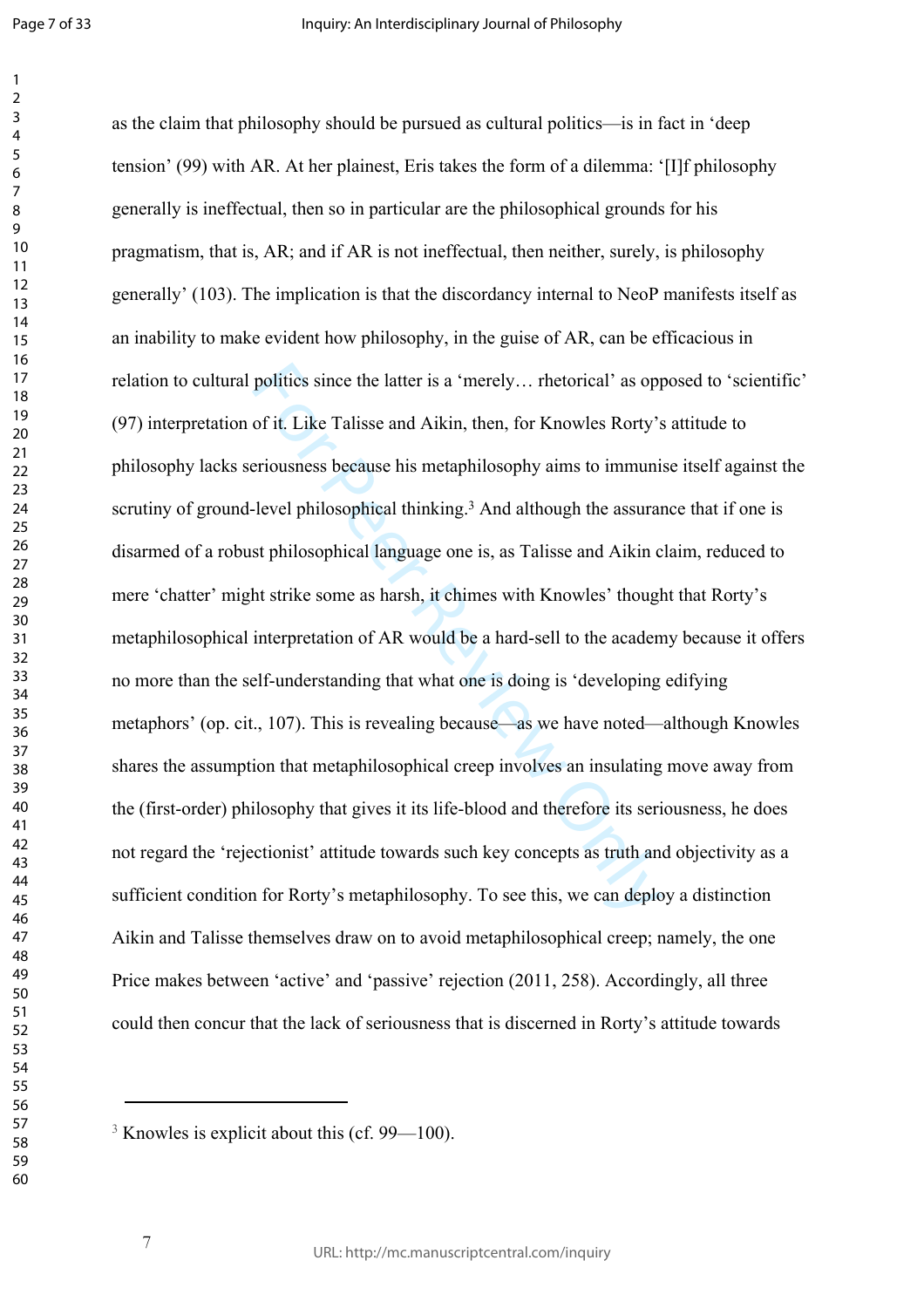as the claim that philosophy should be pursued as cultural politics—is in fact in 'deep tension' (99) with AR. At her plainest, Eris takes the form of a dilemma: '[I]f philosophy generally is ineffectual, then so in particular are the philosophical grounds for his pragmatism, that is, AR; and if AR is not ineffectual, then neither, surely, is philosophy generally' (103). The implication is that the discordancy internal to NeoP manifests itself as an inability to make evident how philosophy, in the guise of AR, can be efficacious in relation to cultural politics since the latter is a 'merely… rhetorical' as opposed to 'scientific' (97) interpretation of it. Like Talisse and Aikin, then, for Knowles Rorty's attitude to philosophy lacks seriousness because his metaphilosophy aims to immunise itself against the scrutiny of ground-level philosophical thinking.[3] And although the assurance that if one is disarmed of a robust philosophical language one is, as Talisse and Aikin claim, reduced to mere 'chatter' might strike some as harsh, it chimes with Knowles' thought that Rorty's metaphilosophical interpretation of AR would be a hard-sell to the academy because it offers no more than the self-understanding that what one is doing is 'developing edifying metaphors' (op. cit., 107). This is revealing because—as we have noted—although Knowles shares the assumption that metaphilosophical creep involves an insulating move away from the (first-order) philosophy that gives it its life-blood and therefore its seriousness, he does not regard the 'rejectionist' attitude towards such key concepts as truth and objectivity as a sufficient condition for Rorty's metaphilosophy. To see this, we can deploy a distinction Aikin and Talisse themselves draw on to avoid metaphilosophical creep; namely, the one Price makes between 'active' and 'passive' rejection (2011, 258). Accordingly, all three could then concur that the lack of seriousness that is discerned in Rorty's attitude towards

[3] Knowles is explicit about this (cf. 99—100).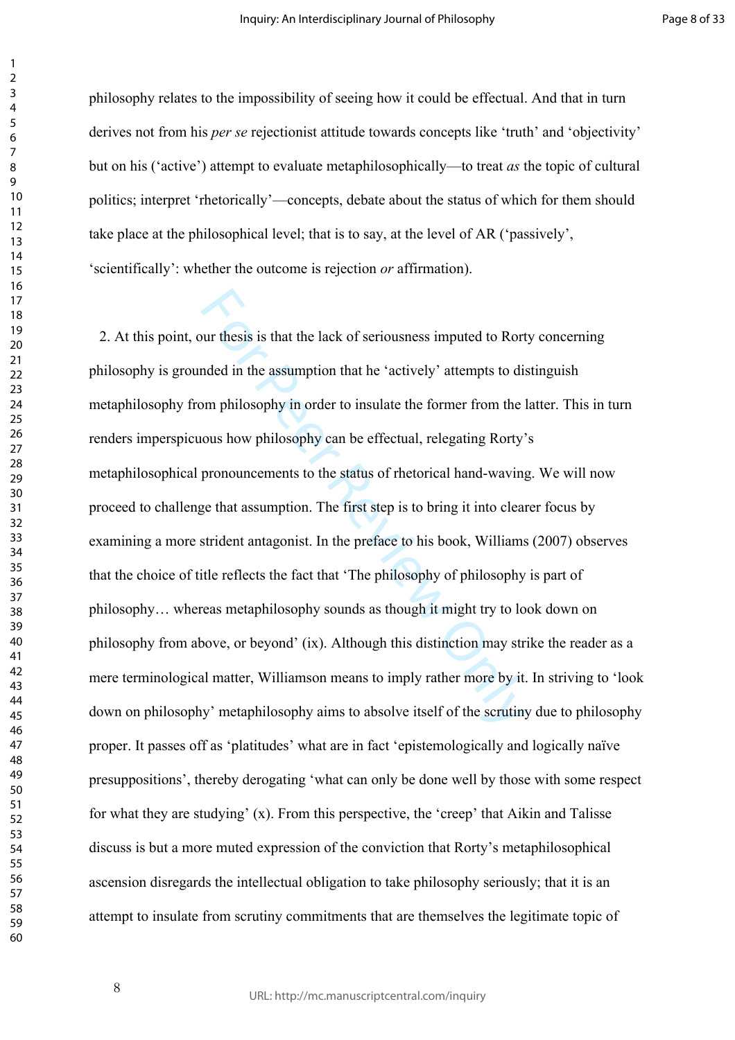philosophy relates to the impossibility of seeing how it could be effectual. And that in turn derives not from his *per se* rejectionist attitude towards concepts like 'truth' and 'objectivity' but on his ('active') attempt to evaluate metaphilosophically—to treat *as* the topic of cultural politics; interpret 'rhetorically'—concepts, debate about the status of which for them should take place at the philosophical level; that is to say, at the level of AR ('passively', 'scientifically': whether the outcome is rejection *or* affirmation).

2. At this point, our thesis is that the lack of seriousness imputed to Rorty concerning philosophy is grounded in the assumption that he 'actively' attempts to distinguish metaphilosophy from philosophy in order to insulate the former from the latter. This in turn renders imperspicuous how philosophy can be effectual, relegating Rorty's metaphilosophical pronouncements to the status of rhetorical hand-waving. We will now proceed to challenge that assumption. The first step is to bring it into clearer focus by examining a more strident antagonist. In the preface to his book, Williams (2007) observes that the choice of title reflects the fact that 'The philosophy of philosophy is part of philosophy… whereas metaphilosophy sounds as though it might try to look down on philosophy from above, or beyond' (ix). Although this distinction may strike the reader as a mere terminological matter, Williamson means to imply rather more by it. In striving to 'look down on philosophy' metaphilosophy aims to absolve itself of the scrutiny due to philosophy proper. It passes off as 'platitudes' what are in fact 'epistemologically and logically naïve presuppositions', thereby derogating 'what can only be done well by those with some respect for what they are studying' (x). From this perspective, the 'creep' that Aikin and Talisse discuss is but a more muted expression of the conviction that Rorty's metaphilosophical ascension disregards the intellectual obligation to take philosophy seriously; that it is an attempt to insulate from scrutiny commitments that are themselves the legitimate topic of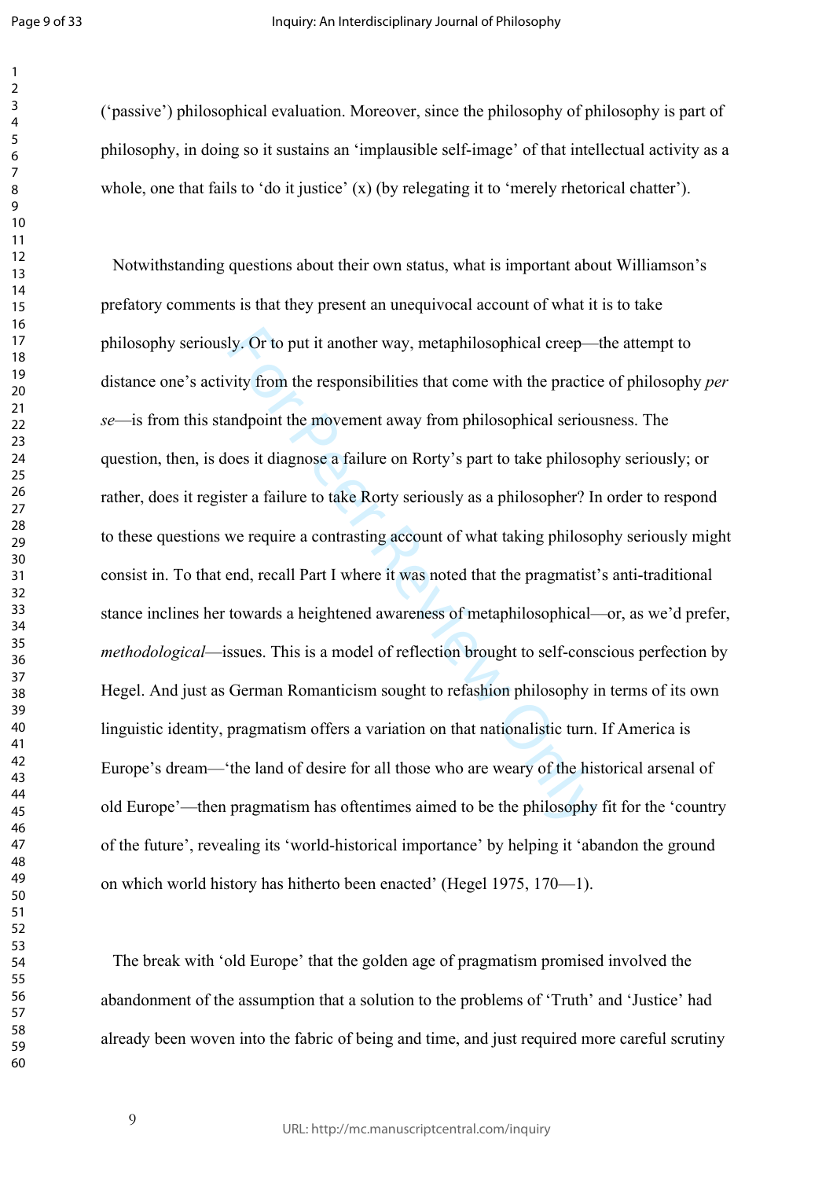('passive') philosophical evaluation. Moreover, since the philosophy of philosophy is part of philosophy, in doing so it sustains an 'implausible self-image' of that intellectual activity as a whole, one that fails to 'do it justice' (x) (by relegating it to 'merely rhetorical chatter').

Notwithstanding questions about their own status, what is important about Williamson's prefatory comments is that they present an unequivocal account of what it is to take philosophy seriously. Or to put it another way, metaphilosophical creep—the attempt to distance one's activity from the responsibilities that come with the practice of philosophy *per se*—is from this standpoint the movement away from philosophical seriousness. The question, then, is does it diagnose a failure on Rorty's part to take philosophy seriously; or rather, does it register a failure to take Rorty seriously as a philosopher? In order to respond to these questions we require a contrasting account of what taking philosophy seriously might consist in. To that end, recall Part I where it was noted that the pragmatist's anti-traditional stance inclines her towards a heightened awareness of metaphilosophical—or, as we'd prefer, *methodological*—issues. This is a model of reflection brought to self-conscious perfection by Hegel. And just as German Romanticism sought to refashion philosophy in terms of its own linguistic identity, pragmatism offers a variation on that nationalistic turn. If America is Europe's dream—'the land of desire for all those who are weary of the historical arsenal of old Europe'—then pragmatism has oftentimes aimed to be the philosophy fit for the 'country of the future', revealing its 'world-historical importance' by helping it 'abandon the ground on which world history has hitherto been enacted' (Hegel 1975, 170—1).

The break with 'old Europe' that the golden age of pragmatism promised involved the abandonment of the assumption that a solution to the problems of 'Truth' and 'Justice' had already been woven into the fabric of being and time, and just required more careful scrutiny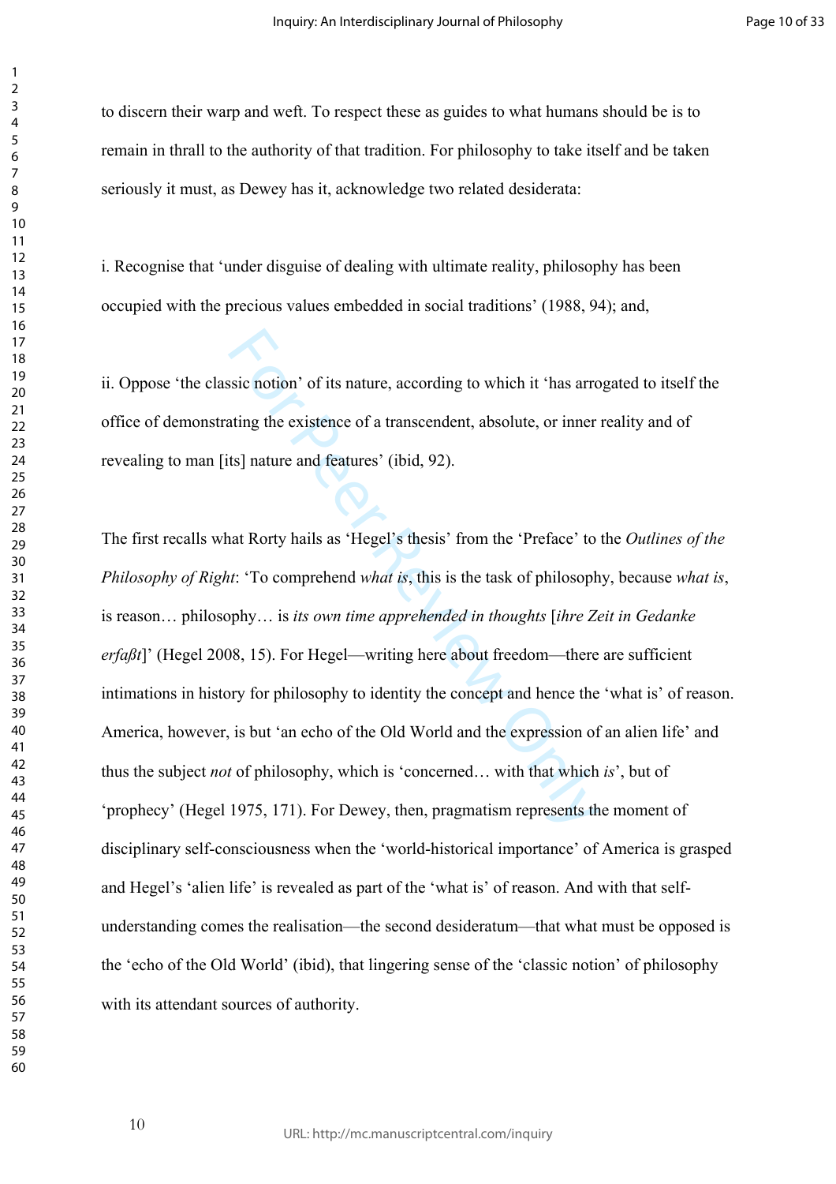to discern their warp and weft. To respect these as guides to what humans should be is to remain in thrall to the authority of that tradition. For philosophy to take itself and be taken seriously it must, as Dewey has it, acknowledge two related desiderata:

i. Recognise that 'under disguise of dealing with ultimate reality, philosophy has been occupied with the precious values embedded in social traditions' (1988, 94); and,

ii. Oppose 'the classic notion' of its nature, according to which it 'has arrogated to itself the office of demonstrating the existence of a transcendent, absolute, or inner reality and of revealing to man [its] nature and features' (ibid, 92).

The first recalls what Rorty hails as 'Hegel's thesis' from the 'Preface' to the *Outlines of the Philosophy of Right*: 'To comprehend *what is*, this is the task of philosophy, because *what is*, is reason… philosophy… is *its own time apprehended in thoughts* [*ihre Zeit in Gedanke erfaßt*]' (Hegel 2008, 15). For Hegel—writing here about freedom—there are sufficient intimations in history for philosophy to identity the concept and hence the 'what is' of reason. America, however, is but 'an echo of the Old World and the expression of an alien life' and thus the subject *not* of philosophy, which is 'concerned… with that which *is*', but of 'prophecy' (Hegel 1975, 171). For Dewey, then, pragmatism represents the moment of disciplinary self-consciousness when the 'world-historical importance' of America is grasped and Hegel's 'alien life' is revealed as part of the 'what is' of reason. And with that self-understanding comes the realisation—the second desideratum—that what must be opposed is the 'echo of the Old World' (ibid), that lingering sense of the 'classic notion' of philosophy with its attendant sources of authority.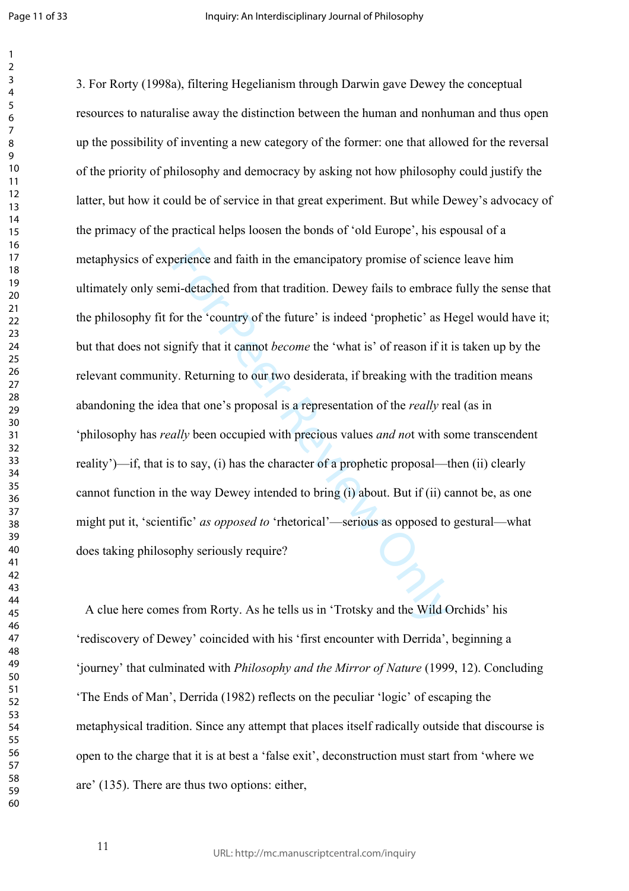3. For Rorty (1998a), filtering Hegelianism through Darwin gave Dewey the conceptual resources to naturalise away the distinction between the human and nonhuman and thus open up the possibility of inventing a new category of the former: one that allowed for the reversal of the priority of philosophy and democracy by asking not how philosophy could justify the latter, but how it could be of service in that great experiment. But while Dewey's advocacy of the primacy of the practical helps loosen the bonds of 'old Europe', his espousal of a metaphysics of experience and faith in the emancipatory promise of science leave him ultimately only semi-detached from that tradition. Dewey fails to embrace fully the sense that the philosophy fit for the 'country of the future' is indeed 'prophetic' as Hegel would have it; but that does not signify that it cannot *become* the 'what is' of reason if it is taken up by the relevant community. Returning to our two desiderata, if breaking with the tradition means abandoning the idea that one's proposal is a representation of the *really* real (as in 'philosophy has *really* been occupied with precious values *and no*t with some transcendent reality')—if, that is to say, (i) has the character of a prophetic proposal—then (ii) clearly cannot function in the way Dewey intended to bring (i) about. But if (ii) cannot be, as one might put it, 'scientific' *as opposed to* 'rhetorical'—serious as opposed to gestural—what does taking philosophy seriously require?

A clue here comes from Rorty. As he tells us in 'Trotsky and the Wild Orchids' his 'rediscovery of Dewey' coincided with his 'first encounter with Derrida', beginning a 'journey' that culminated with *Philosophy and the Mirror of Nature* (1999, 12). Concluding 'The Ends of Man', Derrida (1982) reflects on the peculiar 'logic' of escaping the metaphysical tradition. Since any attempt that places itself radically outside that discourse is open to the charge that it is at best a 'false exit', deconstruction must start from 'where we are' (135). There are thus two options: either,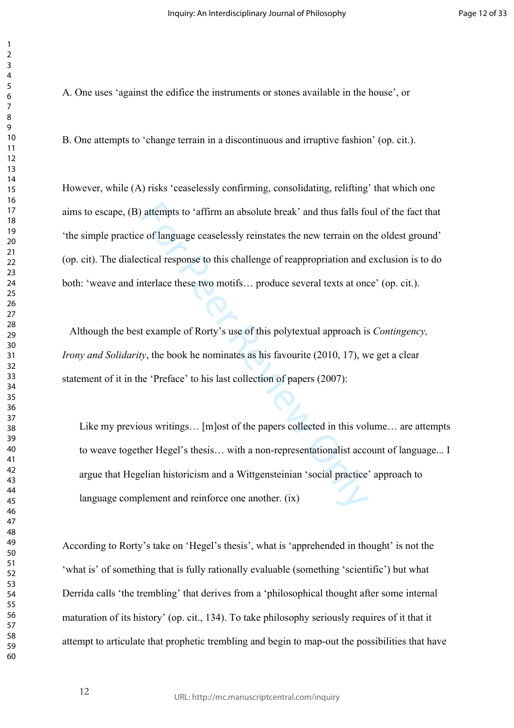A. One uses 'against the edifice the instruments or stones available in the house', or

B. One attempts to 'change terrain in a discontinuous and irruptive fashion' (op. cit.).

However, while (A) risks 'ceaselessly confirming, consolidating, relifting' that which one aims to escape, (B) attempts to 'affirm an absolute break' and thus falls foul of the fact that 'the simple practice of language ceaselessly reinstates the new terrain on the oldest ground' (op. cit). The dialectical response to this challenge of reappropriation and exclusion is to do both: 'weave and interlace these two motifs… produce several texts at once' (op. cit.).

Although the best example of Rorty's use of this polytextual approach is *Contingency, Irony and Solidarity*, the book he nominates as his favourite (2010, 17), we get a clear statement of it in the 'Preface' to his last collection of papers (2007):

> Like my previous writings… [m]ost of the papers collected in this volume… are attempts to weave together Hegel's thesis… with a non-representationalist account of language... I argue that Hegelian historicism and a Wittgensteinian 'social practice' approach to language complement and reinforce one another. (ix)

According to Rorty's take on 'Hegel's thesis', what is 'apprehended in thought' is not the 'what is' of something that is fully rationally evaluable (something 'scientific') but what Derrida calls 'the trembling' that derives from a 'philosophical thought after some internal maturation of its history' (op. cit., 134). To take philosophy seriously requires of it that it attempt to articulate that prophetic trembling and begin to map-out the possibilities that have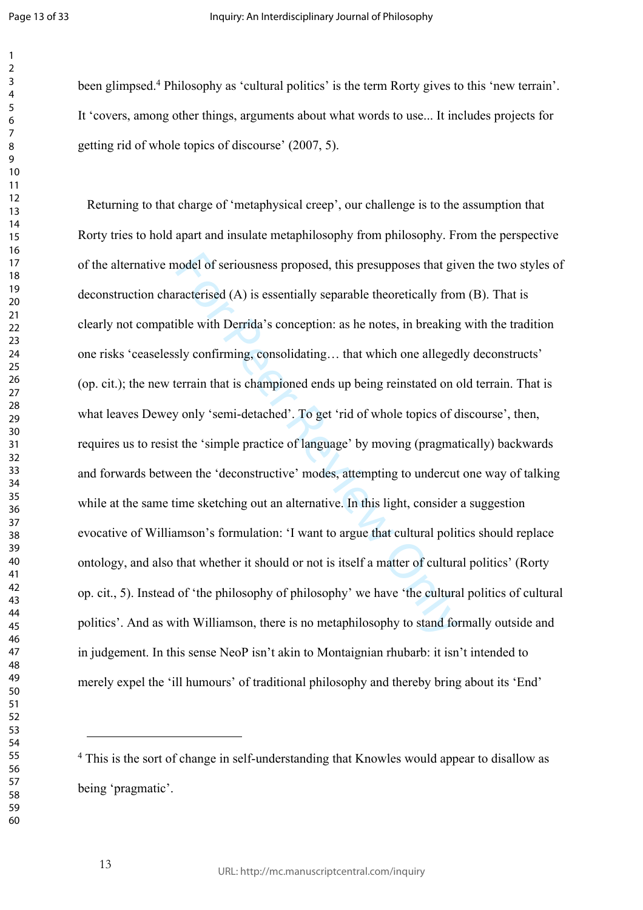been glimpsed.[4] Philosophy as 'cultural politics' is the term Rorty gives to this 'new terrain'. It 'covers, among other things, arguments about what words to use... It includes projects for getting rid of whole topics of discourse' (2007, 5).

Returning to that charge of 'metaphysical creep', our challenge is to the assumption that Rorty tries to hold apart and insulate metaphilosophy from philosophy. From the perspective of the alternative model of seriousness proposed, this presupposes that given the two styles of deconstruction characterised (A) is essentially separable theoretically from (B). That is clearly not compatible with Derrida's conception: as he notes, in breaking with the tradition one risks 'ceaselessly confirming, consolidating… that which one allegedly deconstructs' (op. cit.); the new terrain that is championed ends up being reinstated on old terrain. That is what leaves Dewey only 'semi-detached'. To get 'rid of whole topics of discourse', then, requires us to resist the 'simple practice of language' by moving (pragmatically) backwards and forwards between the 'deconstructive' modes, attempting to undercut one way of talking while at the same time sketching out an alternative. In this light, consider a suggestion evocative of Williamson's formulation: 'I want to argue that cultural politics should replace ontology, and also that whether it should or not is itself a matter of cultural politics' (Rorty op. cit., 5). Instead of 'the philosophy of philosophy' we have 'the cultural politics of cultural politics'. And as with Williamson, there is no metaphilosophy to stand formally outside and in judgement. In this sense NeoP isn't akin to Montaignian rhubarb: it isn't intended to merely expel the 'ill humours' of traditional philosophy and thereby bring about its 'End'

---

[4] This is the sort of change in self-understanding that Knowles would appear to disallow as being 'pragmatic'.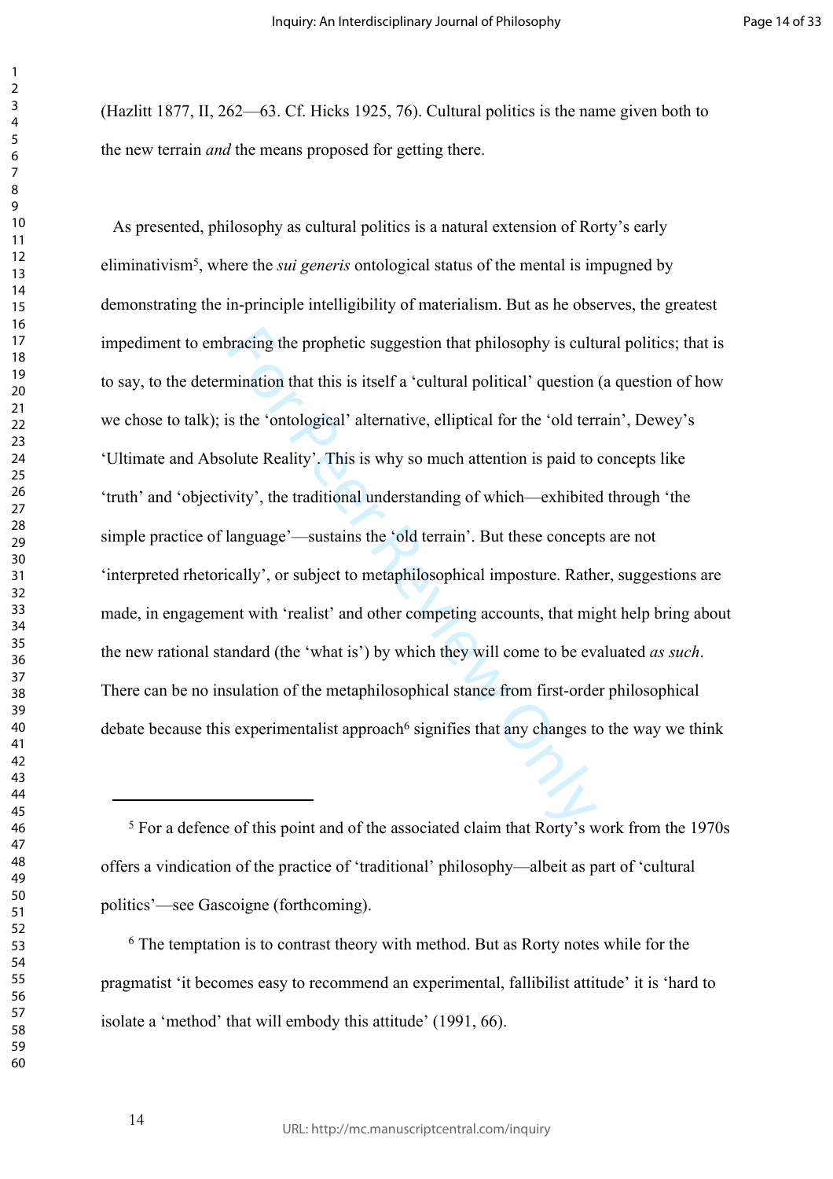(Hazlitt 1877, II, 262—63. Cf. Hicks 1925, 76). Cultural politics is the name given both to the new terrain *and* the means proposed for getting there.

As presented, philosophy as cultural politics is a natural extension of Rorty's early eliminativism[5], where the *sui generis* ontological status of the mental is impugned by demonstrating the in-principle intelligibility of materialism. But as he observes, the greatest impediment to embracing the prophetic suggestion that philosophy is cultural politics; that is to say, to the determination that this is itself a 'cultural political' question (a question of how we chose to talk); is the 'ontological' alternative, elliptical for the 'old terrain', Dewey's 'Ultimate and Absolute Reality'. This is why so much attention is paid to concepts like 'truth' and 'objectivity', the traditional understanding of which—exhibited through 'the simple practice of language'—sustains the 'old terrain'. But these concepts are not 'interpreted rhetorically', or subject to metaphilosophical imposture. Rather, suggestions are made, in engagement with 'realist' and other competing accounts, that might help bring about the new rational standard (the 'what is') by which they will come to be evaluated *as such*. There can be no insulation of the metaphilosophical stance from first-order philosophical debate because this experimentalist approach[6] signifies that any changes to the way we think

---

[5] For a defence of this point and of the associated claim that Rorty's work from the 1970s offers a vindication of the practice of 'traditional' philosophy—albeit as part of 'cultural politics'—see Gascoigne (forthcoming).

[6] The temptation is to contrast theory with method. But as Rorty notes while for the pragmatist 'it becomes easy to recommend an experimental, fallibilist attitude' it is 'hard to isolate a 'method' that will embody this attitude' (1991, 66).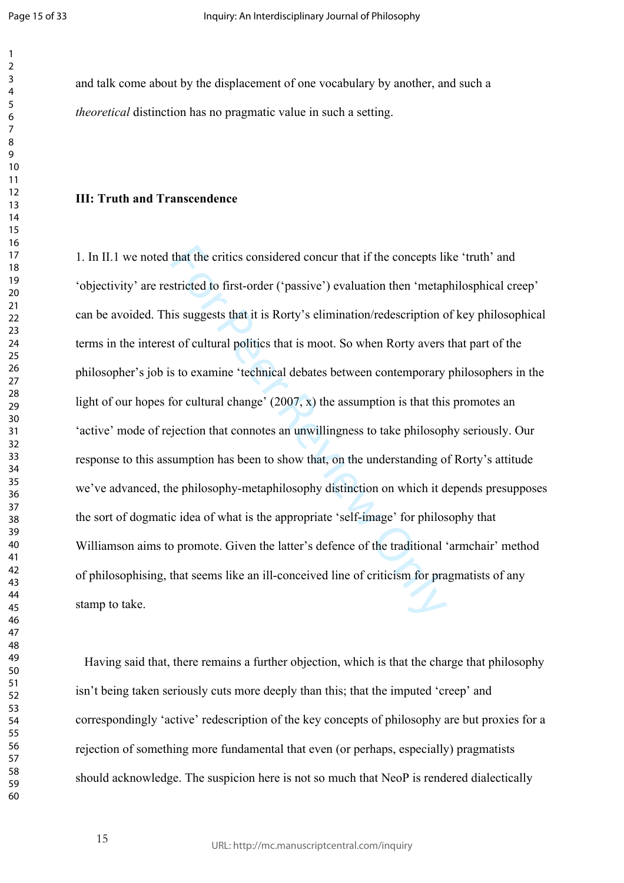and talk come about by the displacement of one vocabulary by another, and such a *theoretical* distinction has no pragmatic value in such a setting.

**III: Truth and Transcendence**

1. In II.1 we noted that the critics considered concur that if the concepts like 'truth' and 'objectivity' are restricted to first-order ('passive') evaluation then 'metaphilosophical creep' can be avoided. This suggests that it is Rorty's elimination/redescription of key philosophical terms in the interest of cultural politics that is moot. So when Rorty avers that part of the philosopher's job is to examine 'technical debates between contemporary philosophers in the light of our hopes for cultural change' (2007, x) the assumption is that this promotes an 'active' mode of rejection that connotes an unwillingness to take philosophy seriously. Our response to this assumption has been to show that, on the understanding of Rorty's attitude we've advanced, the philosophy-metaphilosophy distinction on which it depends presupposes the sort of dogmatic idea of what is the appropriate 'self-image' for philosophy that Williamson aims to promote. Given the latter's defence of the traditional 'armchair' method of philosophising, that seems like an ill-conceived line of criticism for pragmatists of any stamp to take.

Having said that, there remains a further objection, which is that the charge that philosophy isn't being taken seriously cuts more deeply than this; that the imputed 'creep' and correspondingly 'active' redescription of the key concepts of philosophy are but proxies for a rejection of something more fundamental that even (or perhaps, especially) pragmatists should acknowledge. The suspicion here is not so much that NeoP is rendered dialectically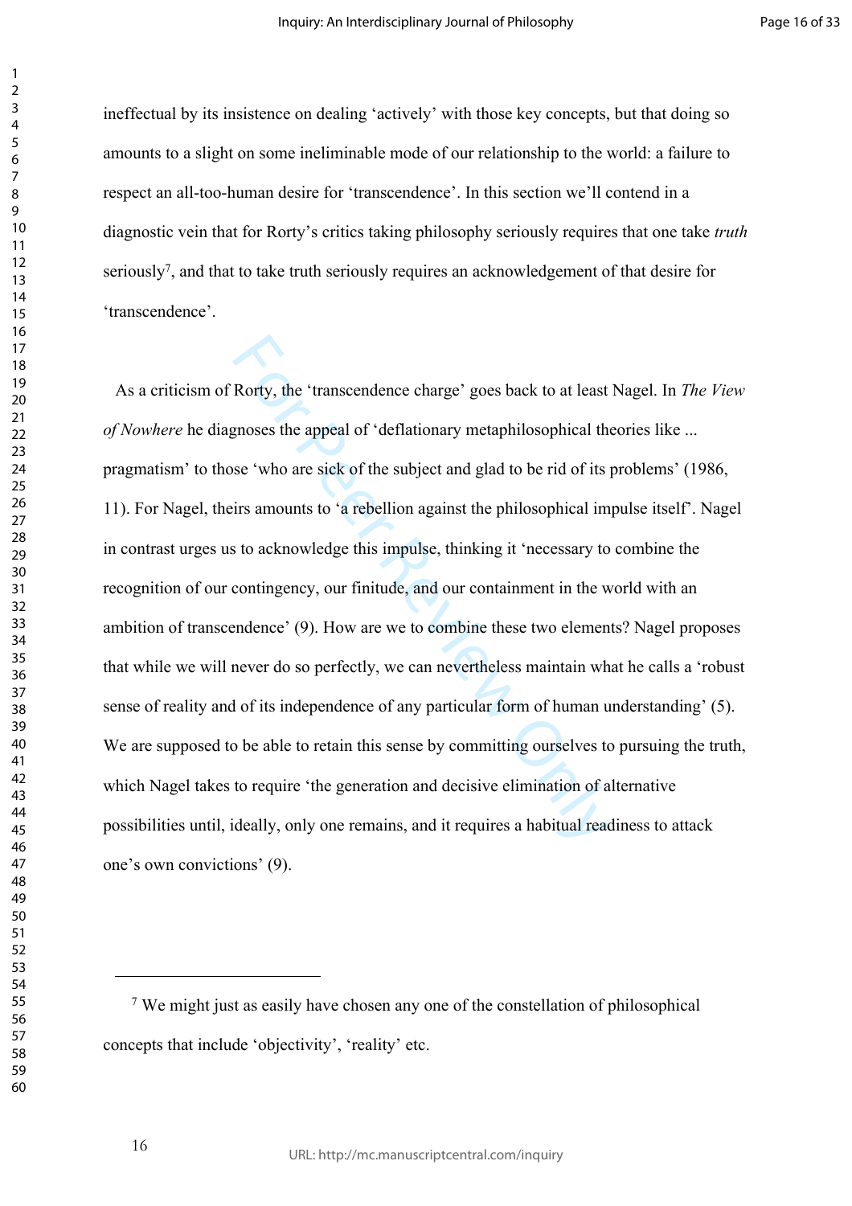ineffectual by its insistence on dealing 'actively' with those key concepts, but that doing so amounts to a slight on some ineliminable mode of our relationship to the world: a failure to respect an all-too-human desire for 'transcendence'. In this section we'll contend in a diagnostic vein that for Rorty's critics taking philosophy seriously requires that one take *truth* seriously[7], and that to take truth seriously requires an acknowledgement of that desire for 'transcendence'.

As a criticism of Rorty, the 'transcendence charge' goes back to at least Nagel. In *The View of Nowhere* he diagnoses the appeal of 'deflationary metaphilosophical theories like ... pragmatism' to those 'who are sick of the subject and glad to be rid of its problems' (1986, 11). For Nagel, theirs amounts to 'a rebellion against the philosophical impulse itself'. Nagel in contrast urges us to acknowledge this impulse, thinking it 'necessary to combine the recognition of our contingency, our finitude, and our containment in the world with an ambition of transcendence' (9). How are we to combine these two elements? Nagel proposes that while we will never do so perfectly, we can nevertheless maintain what he calls a 'robust sense of reality and of its independence of any particular form of human understanding' (5). We are supposed to be able to retain this sense by committing ourselves to pursuing the truth, which Nagel takes to require 'the generation and decisive elimination of alternative possibilities until, ideally, only one remains, and it requires a habitual readiness to attack one's own convictions' (9).

---

[7] We might just as easily have chosen any one of the constellation of philosophical concepts that include 'objectivity', 'reality' etc.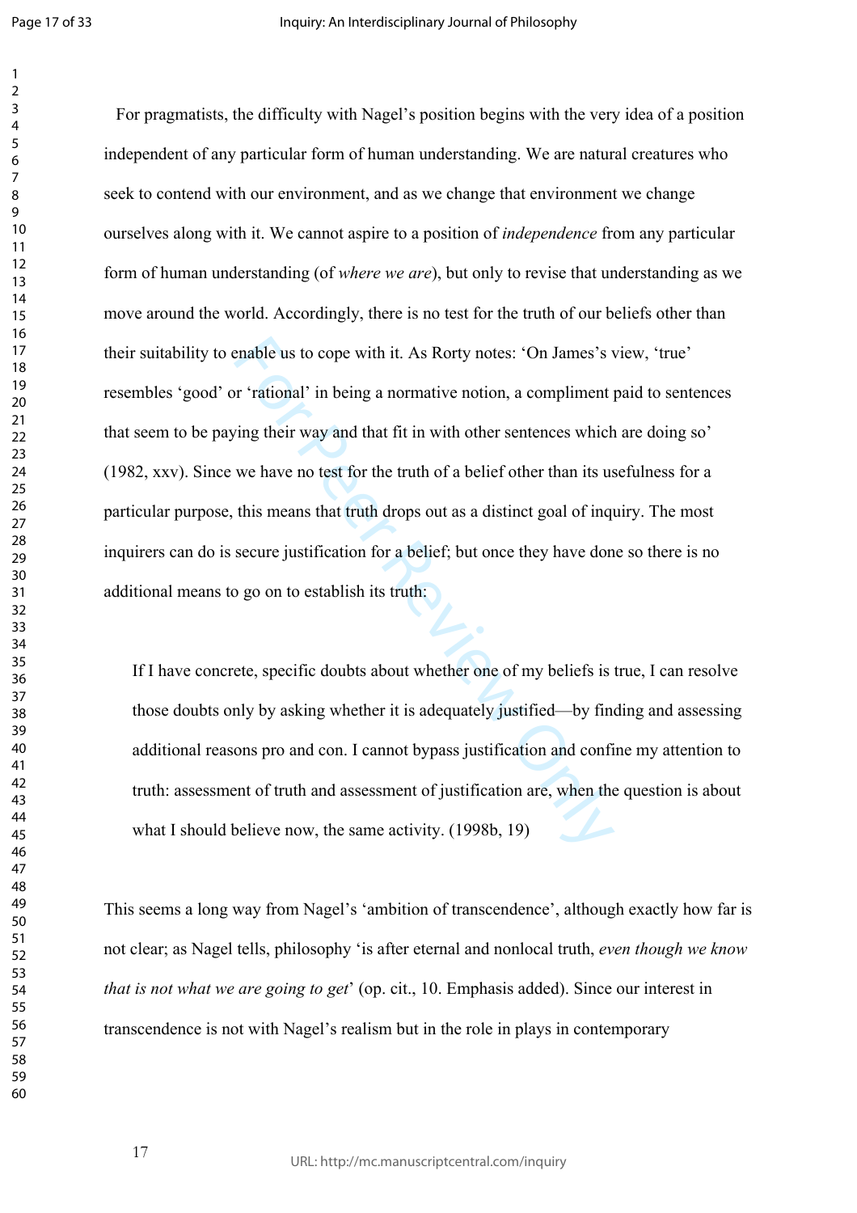For pragmatists, the difficulty with Nagel's position begins with the very idea of a position independent of any particular form of human understanding. We are natural creatures who seek to contend with our environment, and as we change that environment we change ourselves along with it. We cannot aspire to a position of *independence* from any particular form of human understanding (of *where we are*), but only to revise that understanding as we move around the world. Accordingly, there is no test for the truth of our beliefs other than their suitability to enable us to cope with it. As Rorty notes: 'On James's view, 'true' resembles 'good' or 'rational' in being a normative notion, a compliment paid to sentences that seem to be paying their way and that fit in with other sentences which are doing so' (1982, xxv). Since we have no test for the truth of a belief other than its usefulness for a particular purpose, this means that truth drops out as a distinct goal of inquiry. The most inquirers can do is secure justification for a belief; but once they have done so there is no additional means to go on to establish its truth:

> If I have concrete, specific doubts about whether one of my beliefs is true, I can resolve those doubts only by asking whether it is adequately justified—by finding and assessing additional reasons pro and con. I cannot bypass justification and confine my attention to truth: assessment of truth and assessment of justification are, when the question is about what I should believe now, the same activity. (1998b, 19)

This seems a long way from Nagel's 'ambition of transcendence', although exactly how far is not clear; as Nagel tells, philosophy 'is after eternal and nonlocal truth, *even though we know that is not what we are going to get*' (op. cit., 10. Emphasis added). Since our interest in transcendence is not with Nagel's realism but in the role in plays in contemporary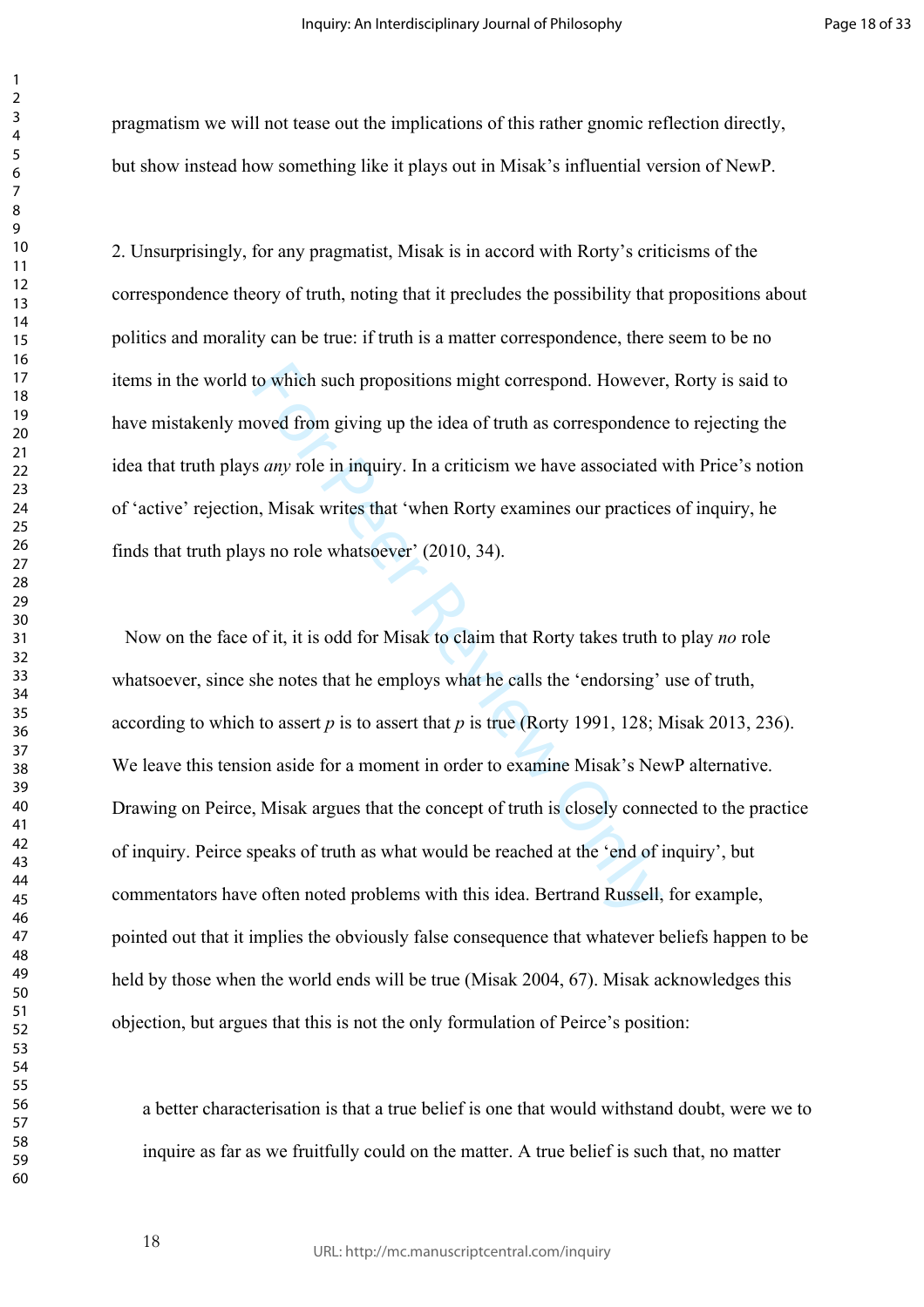pragmatism we will not tease out the implications of this rather gnomic reflection directly, but show instead how something like it plays out in Misak's influential version of NewP.

2. Unsurprisingly, for any pragmatist, Misak is in accord with Rorty's criticisms of the correspondence theory of truth, noting that it precludes the possibility that propositions about politics and morality can be true: if truth is a matter correspondence, there seem to be no items in the world to which such propositions might correspond. However, Rorty is said to have mistakenly moved from giving up the idea of truth as correspondence to rejecting the idea that truth plays *any* role in inquiry. In a criticism we have associated with Price's notion of 'active' rejection, Misak writes that 'when Rorty examines our practices of inquiry, he finds that truth plays no role whatsoever' (2010, 34).

Now on the face of it, it is odd for Misak to claim that Rorty takes truth to play *no* role whatsoever, since she notes that he employs what he calls the 'endorsing' use of truth, according to which to assert *p* is to assert that *p* is true (Rorty 1991, 128; Misak 2013, 236). We leave this tension aside for a moment in order to examine Misak's NewP alternative. Drawing on Peirce, Misak argues that the concept of truth is closely connected to the practice of inquiry. Peirce speaks of truth as what would be reached at the 'end of inquiry', but commentators have often noted problems with this idea. Bertrand Russell, for example, pointed out that it implies the obviously false consequence that whatever beliefs happen to be held by those when the world ends will be true (Misak 2004, 67). Misak acknowledges this objection, but argues that this is not the only formulation of Peirce's position:

> a better characterisation is that a true belief is one that would withstand doubt, were we to inquire as far as we fruitfully could on the matter. A true belief is such that, no matter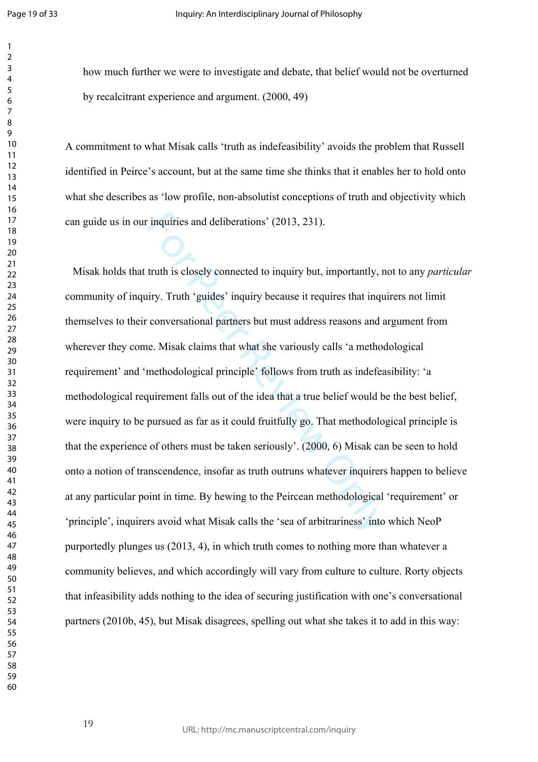how much further we were to investigate and debate, that belief would not be overturned by recalcitrant experience and argument. (2000, 49)

A commitment to what Misak calls 'truth as indefeasibility' avoids the problem that Russell identified in Peirce's account, but at the same time she thinks that it enables her to hold onto what she describes as 'low profile, non-absolutist conceptions of truth and objectivity which can guide us in our inquiries and deliberations' (2013, 231).

Misak holds that truth is closely connected to inquiry but, importantly, not to any *particular* community of inquiry. Truth 'guides' inquiry because it requires that inquirers not limit themselves to their conversational partners but must address reasons and argument from wherever they come. Misak claims that what she variously calls 'a methodological requirement' and 'methodological principle' follows from truth as indefeasibility: 'a methodological requirement falls out of the idea that a true belief would be the best belief, were inquiry to be pursued as far as it could fruitfully go. That methodological principle is that the experience of others must be taken seriously'. (2000, 6) Misak can be seen to hold onto a notion of transcendence, insofar as truth outruns whatever inquirers happen to believe at any particular point in time. By hewing to the Peircean methodological 'requirement' or 'principle', inquirers avoid what Misak calls the 'sea of arbitrariness' into which NeoP purportedly plunges us (2013, 4), in which truth comes to nothing more than whatever a community believes, and which accordingly will vary from culture to culture. Rorty objects that infeasibility adds nothing to the idea of securing justification with one's conversational partners (2010b, 45), but Misak disagrees, spelling out what she takes it to add in this way: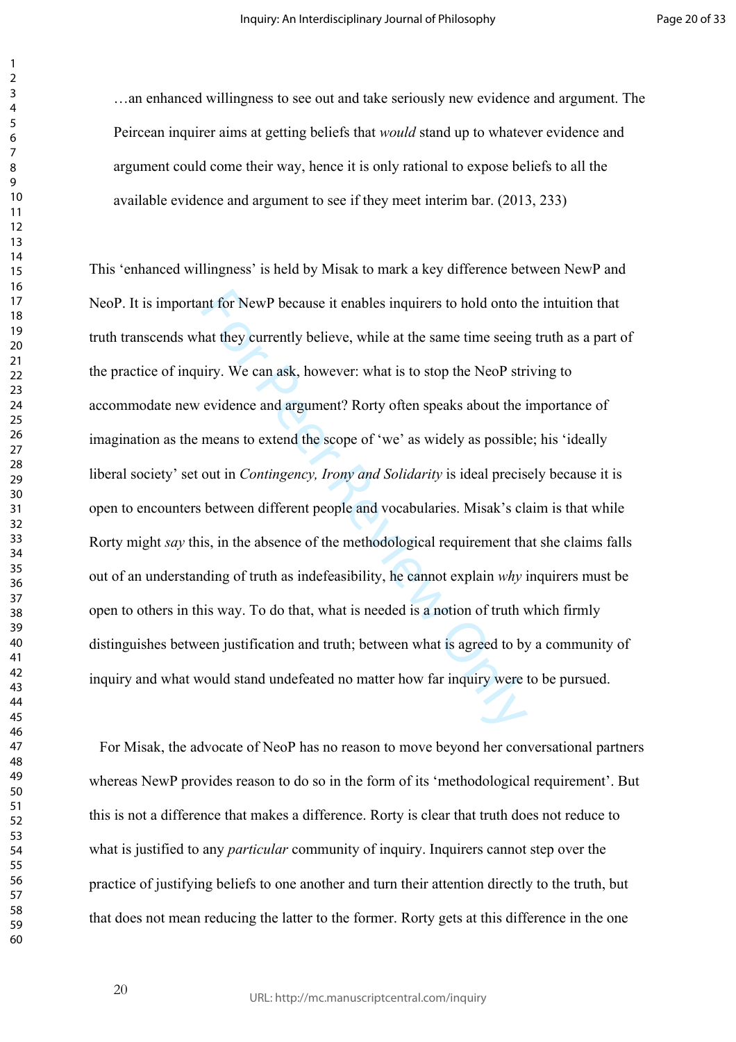…an enhanced willingness to see out and take seriously new evidence and argument. The Peircean inquirer aims at getting beliefs that *would* stand up to whatever evidence and argument could come their way, hence it is only rational to expose beliefs to all the available evidence and argument to see if they meet interim bar. (2013, 233)

This 'enhanced willingness' is held by Misak to mark a key difference between NewP and NeoP. It is important for NewP because it enables inquirers to hold onto the intuition that truth transcends what they currently believe, while at the same time seeing truth as a part of the practice of inquiry. We can ask, however: what is to stop the NeoP striving to accommodate new evidence and argument? Rorty often speaks about the importance of imagination as the means to extend the scope of 'we' as widely as possible; his 'ideally liberal society' set out in *Contingency, Irony and Solidarity* is ideal precisely because it is open to encounters between different people and vocabularies. Misak's claim is that while Rorty might *say* this, in the absence of the methodological requirement that she claims falls out of an understanding of truth as indefeasibility, he cannot explain *why* inquirers must be open to others in this way. To do that, what is needed is a notion of truth which firmly distinguishes between justification and truth; between what is agreed to by a community of inquiry and what would stand undefeated no matter how far inquiry were to be pursued.

For Misak, the advocate of NeoP has no reason to move beyond her conversational partners whereas NewP provides reason to do so in the form of its 'methodological requirement'. But this is not a difference that makes a difference. Rorty is clear that truth does not reduce to what is justified to any *particular* community of inquiry. Inquirers cannot step over the practice of justifying beliefs to one another and turn their attention directly to the truth, but that does not mean reducing the latter to the former. Rorty gets at this difference in the one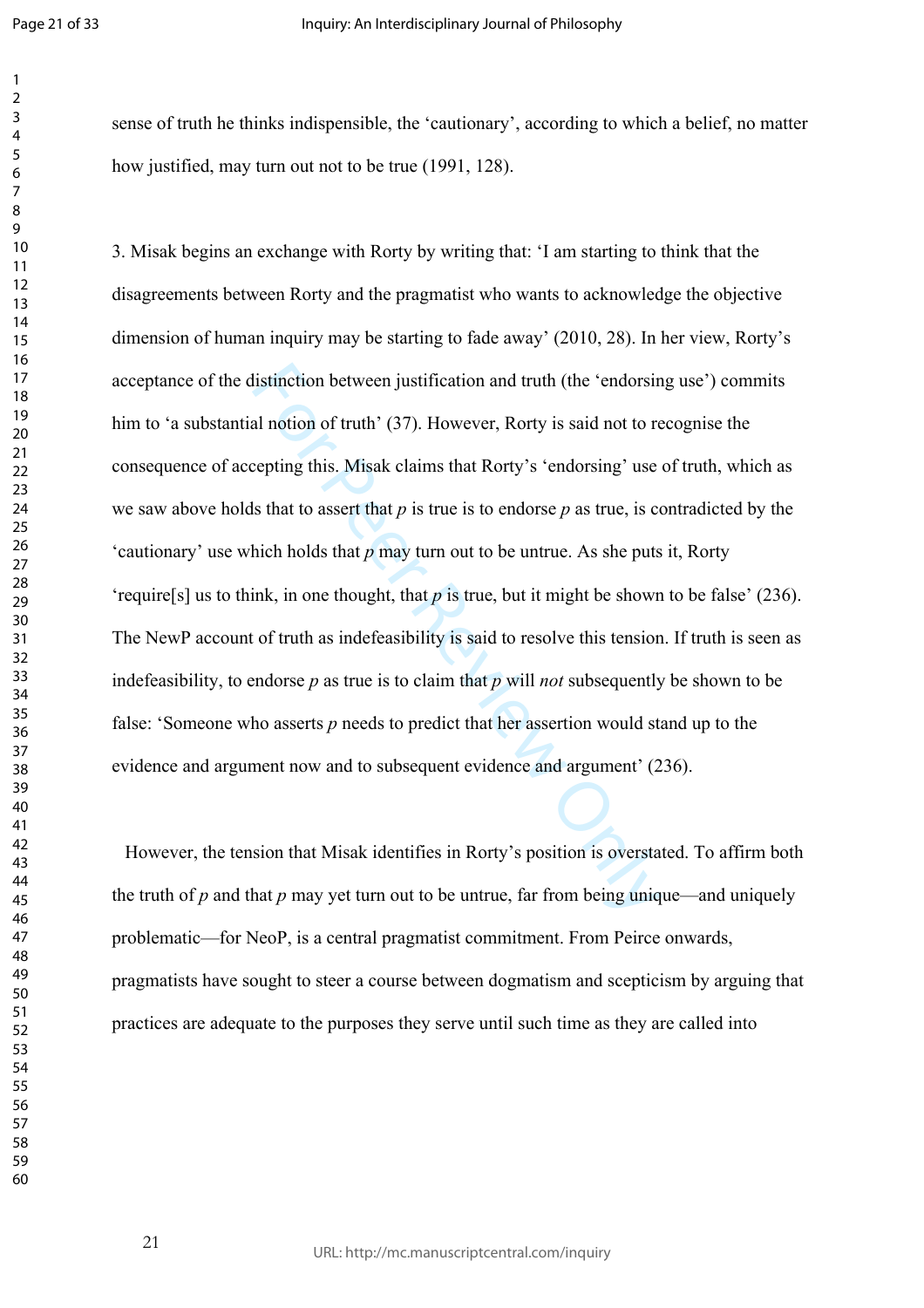sense of truth he thinks indispensible, the 'cautionary', according to which a belief, no matter how justified, may turn out not to be true (1991, 128).

3. Misak begins an exchange with Rorty by writing that: 'I am starting to think that the disagreements between Rorty and the pragmatist who wants to acknowledge the objective dimension of human inquiry may be starting to fade away' (2010, 28). In her view, Rorty's acceptance of the distinction between justification and truth (the 'endorsing use') commits him to 'a substantial notion of truth' (37). However, Rorty is said not to recognise the consequence of accepting this. Misak claims that Rorty's 'endorsing' use of truth, which as we saw above holds that to assert that *p* is true is to endorse *p* as true, is contradicted by the 'cautionary' use which holds that *p* may turn out to be untrue. As she puts it, Rorty 'require[s] us to think, in one thought, that *p* is true, but it might be shown to be false' (236). The NewP account of truth as indefeasibility is said to resolve this tension. If truth is seen as indefeasibility, to endorse *p* as true is to claim that *p* will *not* subsequently be shown to be false: 'Someone who asserts *p* needs to predict that her assertion would stand up to the evidence and argument now and to subsequent evidence and argument' (236).

However, the tension that Misak identifies in Rorty's position is overstated. To affirm both the truth of *p* and that *p* may yet turn out to be untrue, far from being unique—and uniquely problematic—for NeoP, is a central pragmatist commitment. From Peirce onwards, pragmatists have sought to steer a course between dogmatism and scepticism by arguing that practices are adequate to the purposes they serve until such time as they are called into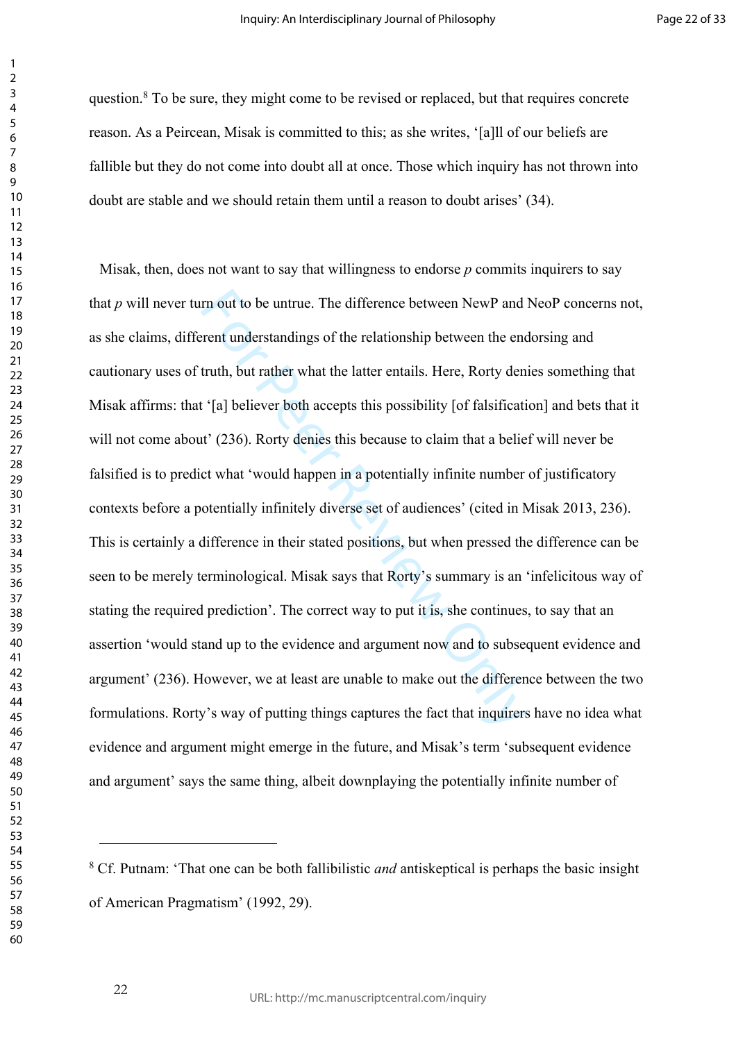question.[8] To be sure, they might come to be revised or replaced, but that requires concrete reason. As a Peircean, Misak is committed to this; as she writes, '[a]ll of our beliefs are fallible but they do not come into doubt all at once. Those which inquiry has not thrown into doubt are stable and we should retain them until a reason to doubt arises' (34).

Misak, then, does not want to say that willingness to endorse *p* commits inquirers to say that *p* will never turn out to be untrue. The difference between NewP and NeoP concerns not, as she claims, different understandings of the relationship between the endorsing and cautionary uses of truth, but rather what the latter entails. Here, Rorty denies something that Misak affirms: that '[a] believer both accepts this possibility [of falsification] and bets that it will not come about' (236). Rorty denies this because to claim that a belief will never be falsified is to predict what 'would happen in a potentially infinite number of justificatory contexts before a potentially infinitely diverse set of audiences' (cited in Misak 2013, 236). This is certainly a difference in their stated positions, but when pressed the difference can be seen to be merely terminological. Misak says that Rorty's summary is an 'infelicitous way of stating the required prediction'. The correct way to put it is, she continues, to say that an assertion 'would stand up to the evidence and argument now and to subsequent evidence and argument' (236). However, we at least are unable to make out the difference between the two formulations. Rorty's way of putting things captures the fact that inquirers have no idea what evidence and argument might emerge in the future, and Misak's term 'subsequent evidence and argument' says the same thing, albeit downplaying the potentially infinite number of

---

[8] Cf. Putnam: 'That one can be both fallibilistic *and* antiskeptical is perhaps the basic insight of American Pragmatism' (1992, 29).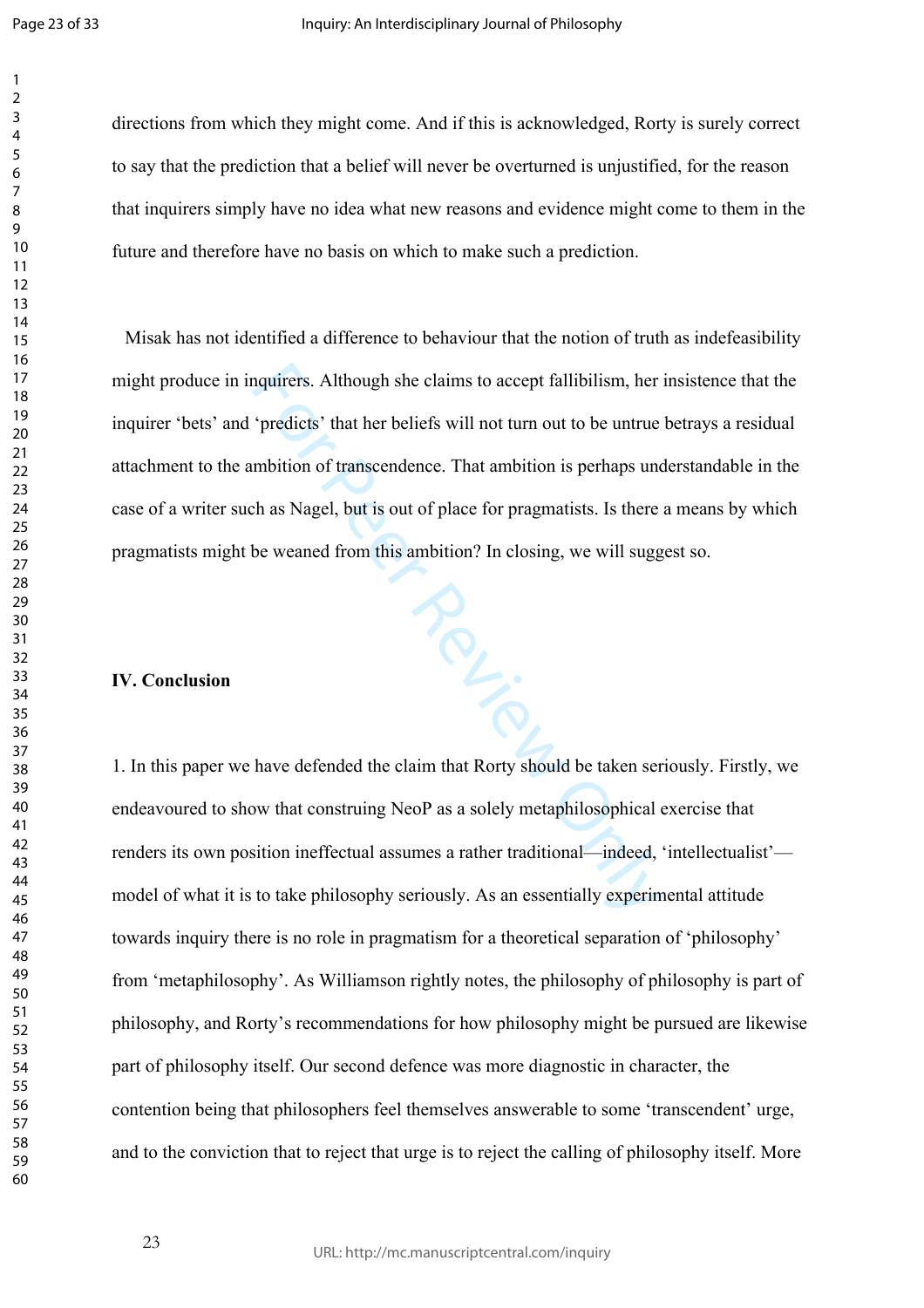directions from which they might come. And if this is acknowledged, Rorty is surely correct to say that the prediction that a belief will never be overturned is unjustified, for the reason that inquirers simply have no idea what new reasons and evidence might come to them in the future and therefore have no basis on which to make such a prediction.

Misak has not identified a difference to behaviour that the notion of truth as indefeasibility might produce in inquirers. Although she claims to accept fallibilism, her insistence that the inquirer 'bets' and 'predicts' that her beliefs will not turn out to be untrue betrays a residual attachment to the ambition of transcendence. That ambition is perhaps understandable in the case of a writer such as Nagel, but is out of place for pragmatists. Is there a means by which pragmatists might be weaned from this ambition? In closing, we will suggest so.

## IV. Conclusion

1. In this paper we have defended the claim that Rorty should be taken seriously. Firstly, we endeavoured to show that construing NeoP as a solely metaphilosophical exercise that renders its own position ineffectual assumes a rather traditional—indeed, 'intellectualist'—model of what it is to take philosophy seriously. As an essentially experimental attitude towards inquiry there is no role in pragmatism for a theoretical separation of 'philosophy' from 'metaphilosophy'. As Williamson rightly notes, the philosophy of philosophy is part of philosophy, and Rorty's recommendations for how philosophy might be pursued are likewise part of philosophy itself. Our second defence was more diagnostic in character, the contention being that philosophers feel themselves answerable to some 'transcendent' urge, and to the conviction that to reject that urge is to reject the calling of philosophy itself. More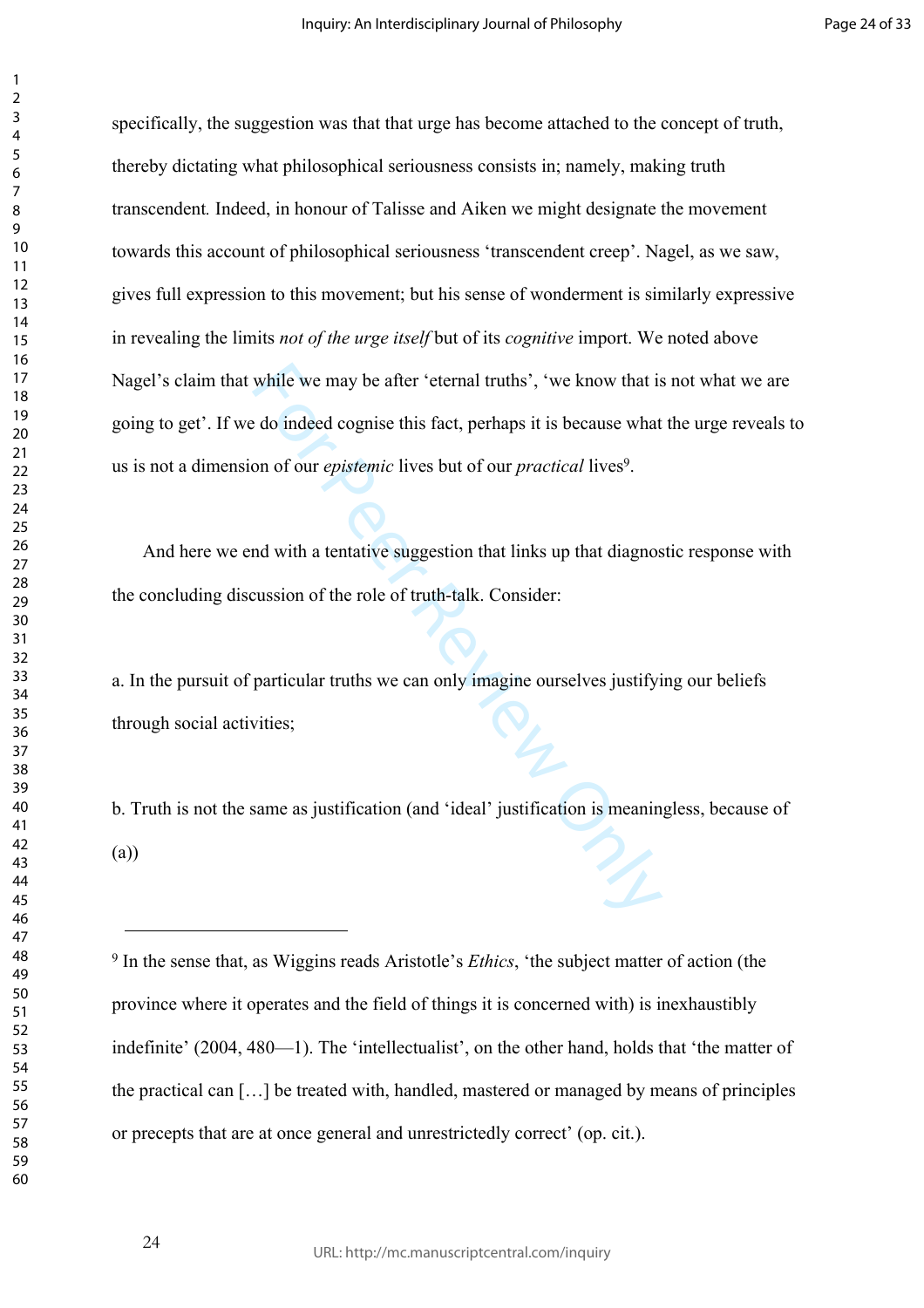specifically, the suggestion was that that urge has become attached to the concept of truth, thereby dictating what philosophical seriousness consists in; namely, making truth transcendent*.* Indeed, in honour of Talisse and Aiken we might designate the movement towards this account of philosophical seriousness 'transcendent creep'. Nagel, as we saw, gives full expression to this movement; but his sense of wonderment is similarly expressive in revealing the limits *not of the urge itself* but of its *cognitive* import. We noted above Nagel's claim that while we may be after 'eternal truths', 'we know that is not what we are going to get'. If we do indeed cognise this fact, perhaps it is because what the urge reveals to us is not a dimension of our *epistemic* lives but of our *practical* lives[9].

And here we end with a tentative suggestion that links up that diagnostic response with the concluding discussion of the role of truth-talk. Consider:

a. In the pursuit of particular truths we can only imagine ourselves justifying our beliefs through social activities;

b. Truth is not the same as justification (and 'ideal' justification is meaningless, because of (a))

---

[9] In the sense that, as Wiggins reads Aristotle's *Ethics*, 'the subject matter of action (the province where it operates and the field of things it is concerned with) is inexhaustibly indefinite' (2004, 480—1). The 'intellectualist', on the other hand, holds that 'the matter of the practical can […] be treated with, handled, mastered or managed by means of principles or precepts that are at once general and unrestrictedly correct' (op. cit.).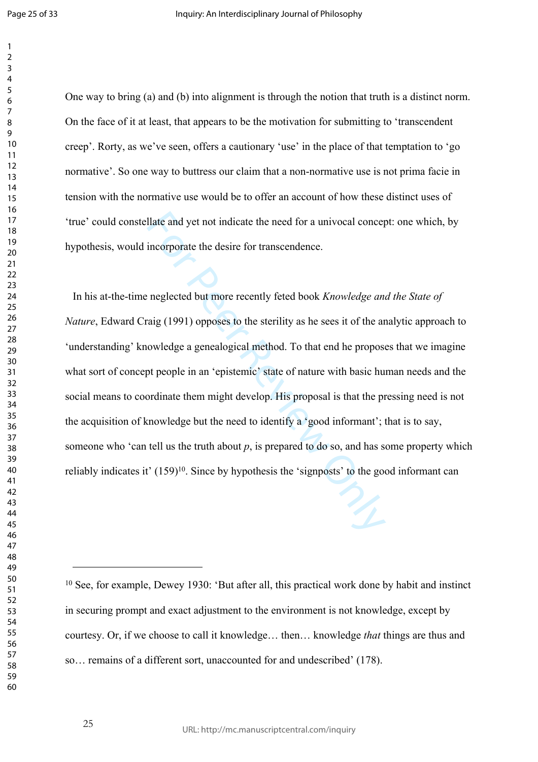One way to bring (a) and (b) into alignment is through the notion that truth is a distinct norm. On the face of it at least, that appears to be the motivation for submitting to 'transcendent creep'. Rorty, as we've seen, offers a cautionary 'use' in the place of that temptation to 'go normative'. So one way to buttress our claim that a non-normative use is not prima facie in tension with the normative use would be to offer an account of how these distinct uses of 'true' could constellate and yet not indicate the need for a univocal concept: one which, by hypothesis, would incorporate the desire for transcendence.

In his at-the-time neglected but more recently feted book *Knowledge and the State of Nature*, Edward Craig (1991) opposes to the sterility as he sees it of the analytic approach to 'understanding' knowledge a genealogical method. To that end he proposes that we imagine what sort of concept people in an 'epistemic' state of nature with basic human needs and the social means to coordinate them might develop. His proposal is that the pressing need is not the acquisition of knowledge but the need to identify a 'good informant'; that is to say, someone who 'can tell us the truth about *p*, is prepared to do so, and has some property which reliably indicates it' (159)[10]. Since by hypothesis the 'signposts' to the good informant can

[10] See, for example, Dewey 1930: 'But after all, this practical work done by habit and instinct in securing prompt and exact adjustment to the environment is not knowledge, except by courtesy. Or, if we choose to call it knowledge… then… knowledge *that* things are thus and so… remains of a different sort, unaccounted for and undescribed' (178).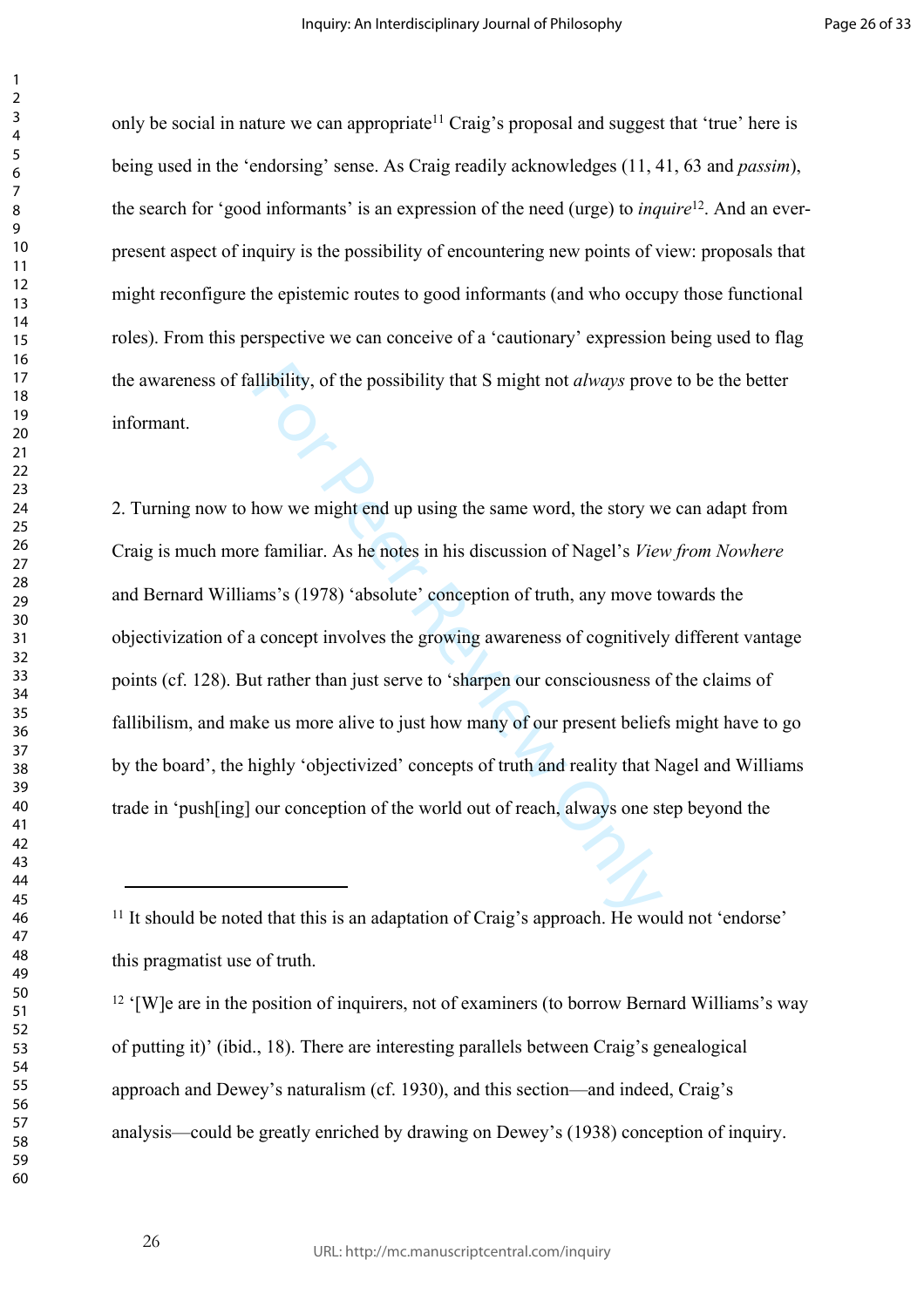only be social in nature we can appropriate[11] Craig's proposal and suggest that 'true' here is being used in the 'endorsing' sense. As Craig readily acknowledges (11, 41, 63 and *passim*), the search for 'good informants' is an expression of the need (urge) to *inquire*[12]. And an ever-present aspect of inquiry is the possibility of encountering new points of view: proposals that might reconfigure the epistemic routes to good informants (and who occupy those functional roles). From this perspective we can conceive of a 'cautionary' expression being used to flag the awareness of fallibility, of the possibility that S might not *always* prove to be the better informant.

2. Turning now to how we might end up using the same word, the story we can adapt from Craig is much more familiar. As he notes in his discussion of Nagel's *View from Nowhere* and Bernard Williams's (1978) 'absolute' conception of truth, any move towards the objectivization of a concept involves the growing awareness of cognitively different vantage points (cf. 128). But rather than just serve to 'sharpen our consciousness of the claims of fallibilism, and make us more alive to just how many of our present beliefs might have to go by the board', the highly 'objectivized' concepts of truth and reality that Nagel and Williams trade in 'push[ing] our conception of the world out of reach, always one step beyond the

---

[11] It should be noted that this is an adaptation of Craig's approach. He would not 'endorse' this pragmatist use of truth.

[12] '[W]e are in the position of inquirers, not of examiners (to borrow Bernard Williams's way of putting it)' (ibid., 18). There are interesting parallels between Craig's genealogical approach and Dewey's naturalism (cf. 1930), and this section—and indeed, Craig's analysis—could be greatly enriched by drawing on Dewey's (1938) conception of inquiry.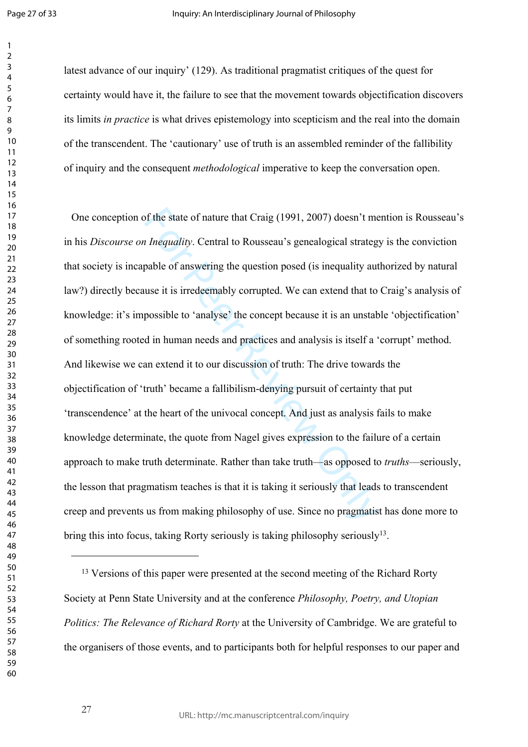latest advance of our inquiry' (129). As traditional pragmatist critiques of the quest for certainty would have it, the failure to see that the movement towards objectification discovers its limits *in practice* is what drives epistemology into scepticism and the real into the domain of the transcendent. The 'cautionary' use of truth is an assembled reminder of the fallibility of inquiry and the consequent *methodological* imperative to keep the conversation open.

One conception of the state of nature that Craig (1991, 2007) doesn't mention is Rousseau's in his *Discourse on Inequality*. Central to Rousseau's genealogical strategy is the conviction that society is incapable of answering the question posed (is inequality authorized by natural law?) directly because it is irredeemably corrupted. We can extend that to Craig's analysis of knowledge: it's impossible to 'analyse' the concept because it is an unstable 'objectification' of something rooted in human needs and practices and analysis is itself a 'corrupt' method. And likewise we can extend it to our discussion of truth: The drive towards the objectification of 'truth' became a fallibilism-denying pursuit of certainty that put 'transcendence' at the heart of the univocal concept. And just as analysis fails to make knowledge determinate, the quote from Nagel gives expression to the failure of a certain approach to make truth determinate. Rather than take truth—as opposed to *truths*—seriously, the lesson that pragmatism teaches is that it is taking it seriously that leads to transcendent creep and prevents us from making philosophy of use. Since no pragmatist has done more to bring this into focus, taking Rorty seriously is taking philosophy seriously[13].

---

[13] Versions of this paper were presented at the second meeting of the Richard Rorty Society at Penn State University and at the conference *Philosophy, Poetry, and Utopian Politics: The Relevance of Richard Rorty* at the University of Cambridge. We are grateful to the organisers of those events, and to participants both for helpful responses to our paper and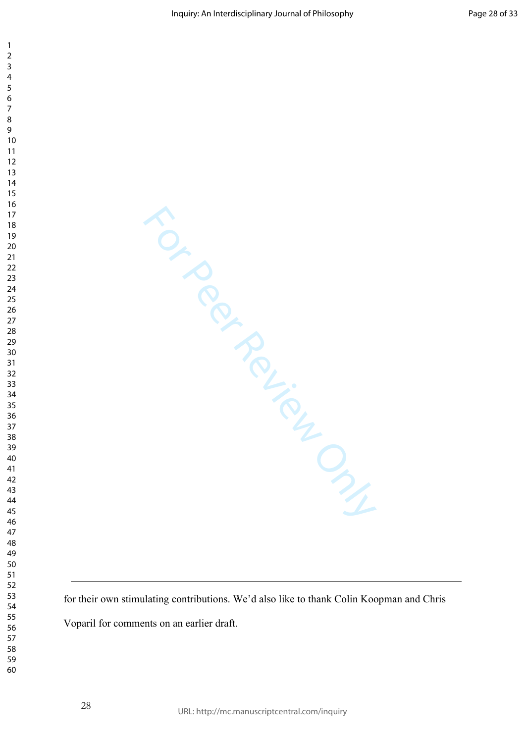for their own stimulating contributions. We'd also like to thank Colin Koopman and Chris Voparil for comments on an earlier draft.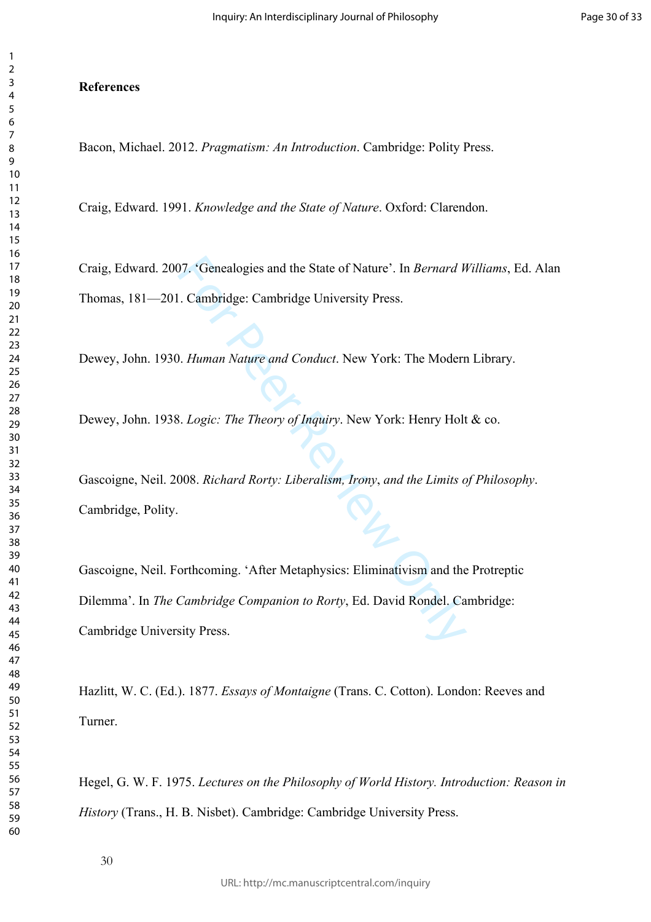**References**

Bacon, Michael. 2012. *Pragmatism: An Introduction*. Cambridge: Polity Press.

Craig, Edward. 1991. *Knowledge and the State of Nature*. Oxford: Clarendon.

Craig, Edward. 2007. 'Genealogies and the State of Nature'. In *Bernard Williams*, Ed. Alan Thomas, 181—201. Cambridge: Cambridge University Press.

Dewey, John. 1930. *Human Nature and Conduct*. New York: The Modern Library.

Dewey, John. 1938. *Logic: The Theory of Inquiry*. New York: Henry Holt & co.

Gascoigne, Neil. 2008. *Richard Rorty: Liberalism, Irony, and the Limits of Philosophy*. Cambridge, Polity.

Gascoigne, Neil. Forthcoming. 'After Metaphysics: Eliminativism and the Protreptic Dilemma'. In *The Cambridge Companion to Rorty*, Ed. David Rondel. Cambridge: Cambridge University Press.

Hazlitt, W. C. (Ed.). 1877. *Essays of Montaigne* (Trans. C. Cotton). London: Reeves and Turner.

Hegel, G. W. F. 1975. *Lectures on the Philosophy of World History. Introduction: Reason in History* (Trans., H. B. Nisbet). Cambridge: Cambridge University Press.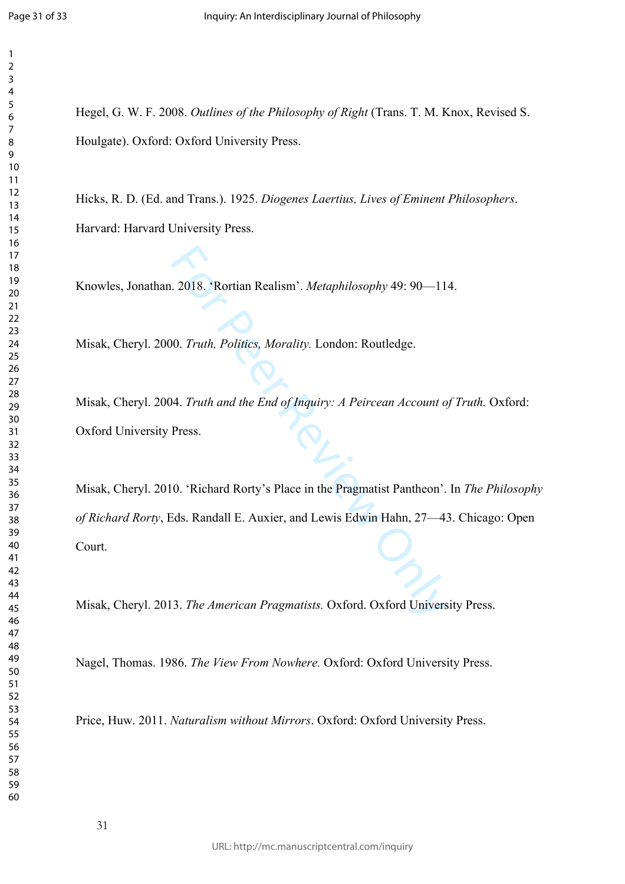Hegel, G. W. F. 2008. *Outlines of the Philosophy of Right* (Trans. T. M. Knox, Revised S. Houlgate). Oxford: Oxford University Press.

Hicks, R. D. (Ed. and Trans.). 1925. *Diogenes Laertius, Lives of Eminent Philosophers*. Harvard: Harvard University Press.

Knowles, Jonathan. 2018. 'Rortian Realism'. *Metaphilosophy* 49: 90—114.

Misak, Cheryl. 2000. *Truth, Politics, Morality.* London: Routledge.

Misak, Cheryl. 2004. *Truth and the End of Inquiry: A Peircean Account of Truth.* Oxford: Oxford University Press.

Misak, Cheryl. 2010. 'Richard Rorty's Place in the Pragmatist Pantheon'. In *The Philosophy of Richard Rorty*, Eds. Randall E. Auxier, and Lewis Edwin Hahn, 27—43. Chicago: Open Court.

Misak, Cheryl. 2013. *The American Pragmatists.* Oxford. Oxford University Press.

Nagel, Thomas. 1986. *The View From Nowhere.* Oxford: Oxford University Press.

Price, Huw. 2011. *Naturalism without Mirrors*. Oxford: Oxford University Press.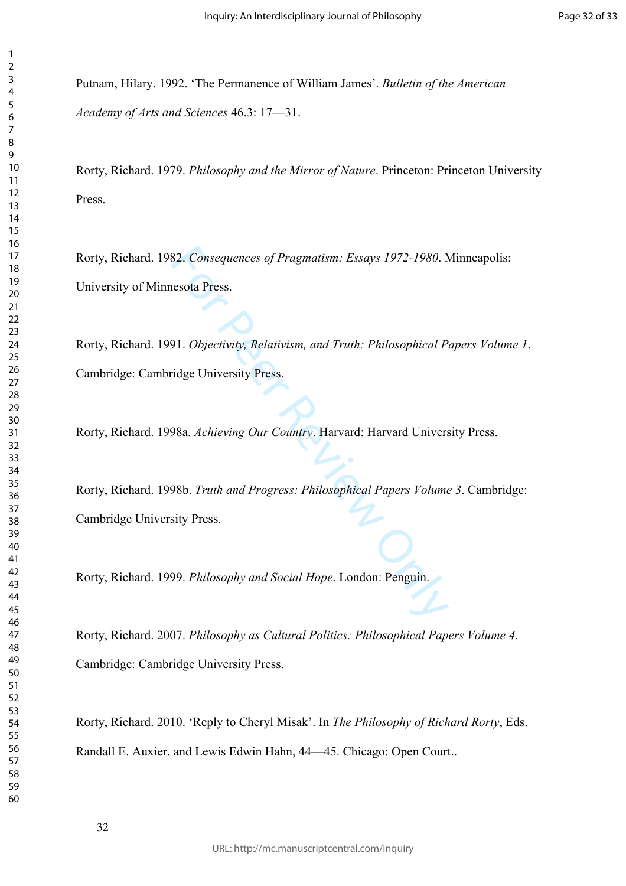Putnam, Hilary. 1992. ‘The Permanence of William James’. *Bulletin of the American Academy of Arts and Sciences* 46.3: 17—31.

Rorty, Richard. 1979. *Philosophy and the Mirror of Nature*. Princeton: Princeton University Press.

Rorty, Richard. 1982. *Consequences of Pragmatism: Essays 1972-1980*. Minneapolis: University of Minnesota Press.

Rorty, Richard. 1991. *Objectivity, Relativism, and Truth: Philosophical Papers Volume 1*. Cambridge: Cambridge University Press.

Rorty, Richard. 1998a. *Achieving Our Country*. Harvard: Harvard University Press.

Rorty, Richard. 1998b. *Truth and Progress: Philosophical Papers Volume 3*. Cambridge: Cambridge University Press.

Rorty, Richard. 1999. *Philosophy and Social Hope*. London: Penguin.

Rorty, Richard. 2007. *Philosophy as Cultural Politics: Philosophical Papers Volume 4*. Cambridge: Cambridge University Press.

Rorty, Richard. 2010. ‘Reply to Cheryl Misak’. In *The Philosophy of Richard Rorty*, Eds. Randall E. Auxier, and Lewis Edwin Hahn, 44—45. Chicago: Open Court..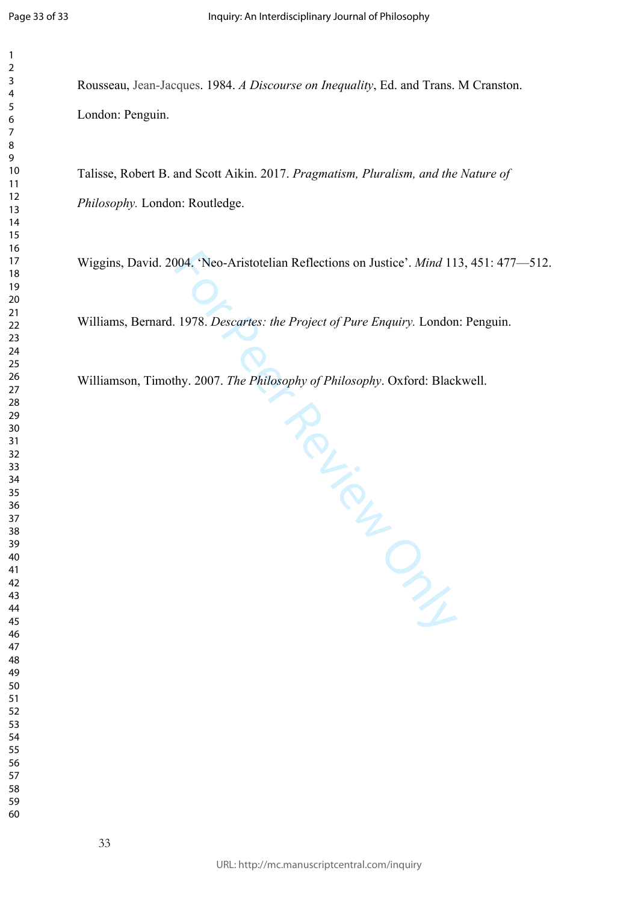Rousseau, Jean-Jacques. 1984. *A Discourse on Inequality*, Ed. and Trans. M Cranston. London: Penguin.

Talisse, Robert B. and Scott Aikin. 2017. *Pragmatism, Pluralism, and the Nature of Philosophy.* London: Routledge.

Wiggins, David. 2004. 'Neo-Aristotelian Reflections on Justice'. *Mind* 113, 451: 477—512.

Williams, Bernard. 1978. *Descartes: the Project of Pure Enquiry.* London: Penguin.

Williamson, Timothy. 2007. *The Philosophy of Philosophy*. Oxford: Blackwell.